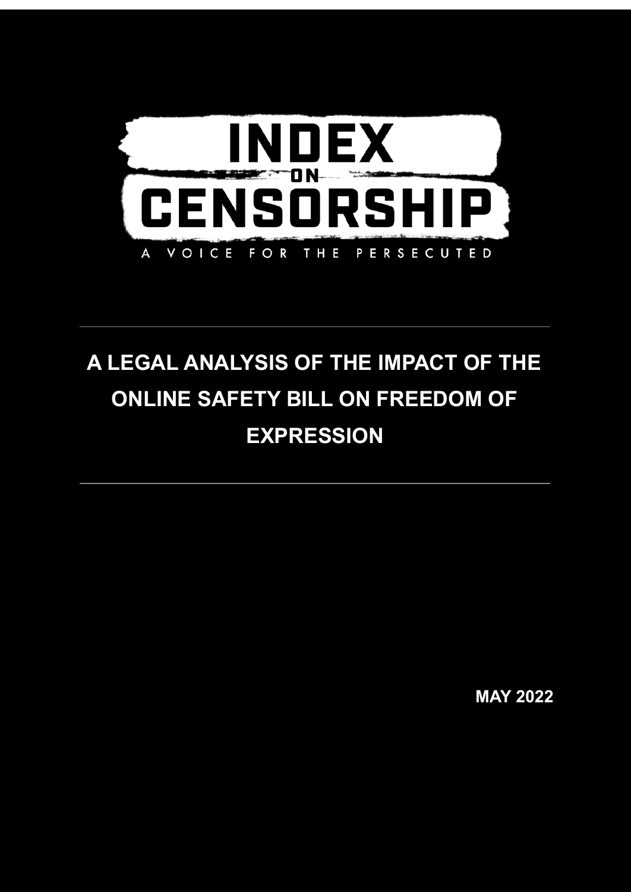INDEX ON CENSORSHIP

A VOICE FOR THE PERSECUTED

---

# A LEGAL ANALYSIS OF THE IMPACT OF THE ONLINE SAFETY BILL ON FREEDOM OF EXPRESSION

---

**MAY 2022**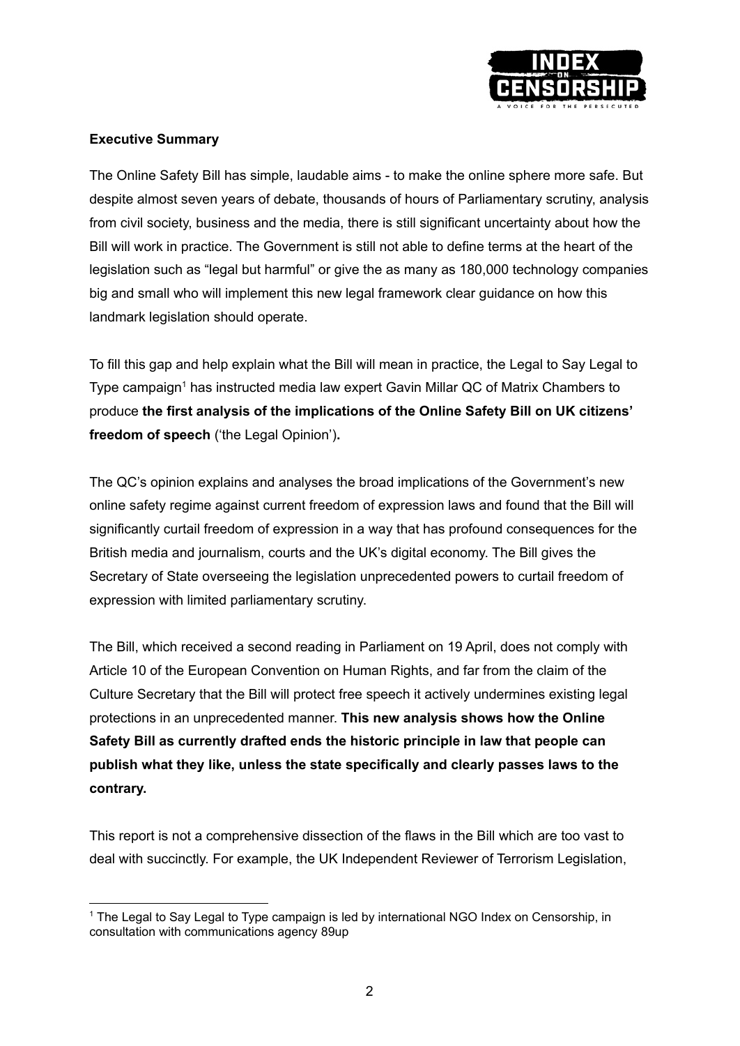**Executive Summary**

The Online Safety Bill has simple, laudable aims - to make the online sphere more safe. But despite almost seven years of debate, thousands of hours of Parliamentary scrutiny, analysis from civil society, business and the media, there is still significant uncertainty about how the Bill will work in practice. The Government is still not able to define terms at the heart of the legislation such as "legal but harmful" or give the as many as 180,000 technology companies big and small who will implement this new legal framework clear guidance on how this landmark legislation should operate.

To fill this gap and help explain what the Bill will mean in practice, the Legal to Say Legal to Type campaign[1] has instructed media law expert Gavin Millar QC of Matrix Chambers to produce **the first analysis of the implications of the Online Safety Bill on UK citizens' freedom of speech** ('the Legal Opinion')**.**

The QC's opinion explains and analyses the broad implications of the Government's new online safety regime against current freedom of expression laws and found that the Bill will significantly curtail freedom of expression in a way that has profound consequences for the British media and journalism, courts and the UK's digital economy. The Bill gives the Secretary of State overseeing the legislation unprecedented powers to curtail freedom of expression with limited parliamentary scrutiny.

The Bill, which received a second reading in Parliament on 19 April, does not comply with Article 10 of the European Convention on Human Rights, and far from the claim of the Culture Secretary that the Bill will protect free speech it actively undermines existing legal protections in an unprecedented manner. **This new analysis shows how the Online Safety Bill as currently drafted ends the historic principle in law that people can publish what they like, unless the state specifically and clearly passes laws to the contrary.**

This report is not a comprehensive dissection of the flaws in the Bill which are too vast to deal with succinctly. For example, the UK Independent Reviewer of Terrorism Legislation,

---

[1] The Legal to Say Legal to Type campaign is led by international NGO Index on Censorship, in consultation with communications agency 89up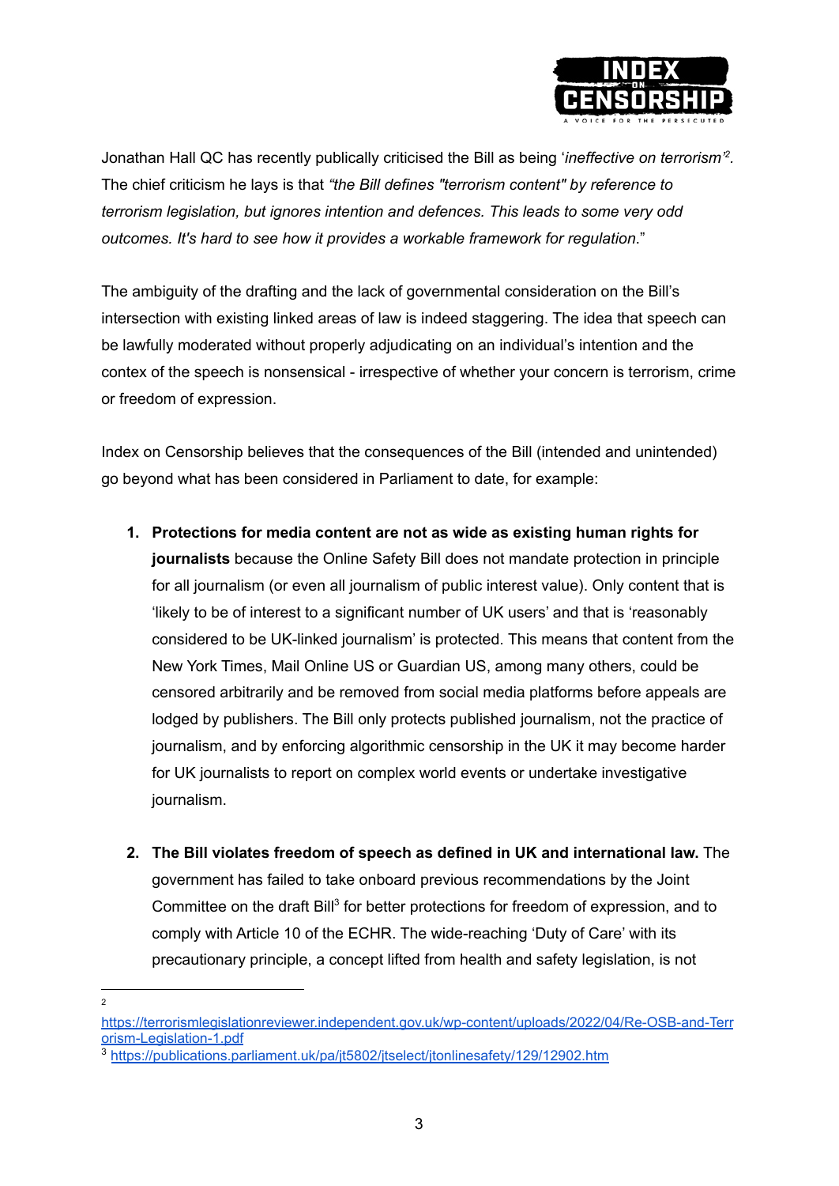Jonathan Hall QC has recently publically criticised the Bill as being '*ineffective on terrorism*'[2]. The chief criticism he lays is that *"the Bill defines "terrorism content" by reference to terrorism legislation, but ignores intention and defences. This leads to some very odd outcomes. It's hard to see how it provides a workable framework for regulation*."

The ambiguity of the drafting and the lack of governmental consideration on the Bill's intersection with existing linked areas of law is indeed staggering. The idea that speech can be lawfully moderated without properly adjudicating on an individual's intention and the contex of the speech is nonsensical - irrespective of whether your concern is terrorism, crime or freedom of expression.

Index on Censorship believes that the consequences of the Bill (intended and unintended) go beyond what has been considered in Parliament to date, for example:

1. **Protections for media content are not as wide as existing human rights for journalists** because the Online Safety Bill does not mandate protection in principle for all journalism (or even all journalism of public interest value). Only content that is 'likely to be of interest to a significant number of UK users' and that is 'reasonably considered to be UK-linked journalism' is protected. This means that content from the New York Times, Mail Online US or Guardian US, among many others, could be censored arbitrarily and be removed from social media platforms before appeals are lodged by publishers. The Bill only protects published journalism, not the practice of journalism, and by enforcing algorithmic censorship in the UK it may become harder for UK journalists to report on complex world events or undertake investigative journalism.

2. **The Bill violates freedom of speech as defined in UK and international law.** The government has failed to take onboard previous recommendations by the Joint Committee on the draft Bill[3] for better protections for freedom of expression, and to comply with Article 10 of the ECHR. The wide-reaching 'Duty of Care' with its precautionary principle, a concept lifted from health and safety legislation, is not

---

[2] https://terrorismlegislationreviewer.independent.gov.uk/wp-content/uploads/2022/04/Re-OSB-and-Terrorism-Legislation-1.pdf

[3] https://publications.parliament.uk/pa/jt5802/jtselect/jtonlinesafety/129/12902.htm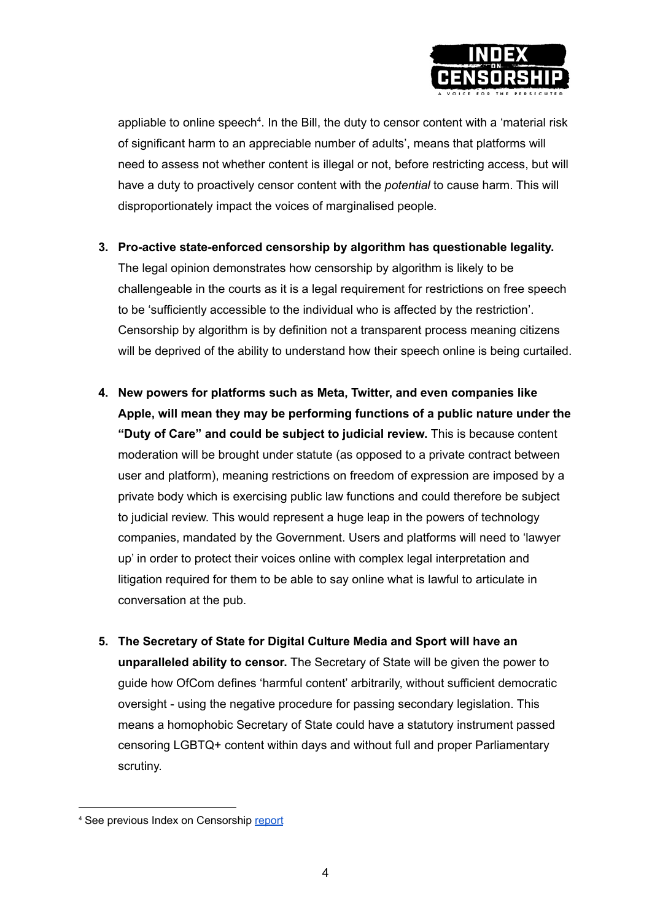appliable to online speech[4]. In the Bill, the duty to censor content with a 'material risk of significant harm to an appreciable number of adults', means that platforms will need to assess not whether content is illegal or not, before restricting access, but will have a duty to proactively censor content with the *potential* to cause harm. This will disproportionately impact the voices of marginalised people.

3. **Pro-active state-enforced censorship by algorithm has questionable legality.** The legal opinion demonstrates how censorship by algorithm is likely to be challengeable in the courts as it is a legal requirement for restrictions on free speech to be 'sufficiently accessible to the individual who is affected by the restriction'. Censorship by algorithm is by definition not a transparent process meaning citizens will be deprived of the ability to understand how their speech online is being curtailed.

4. **New powers for platforms such as Meta, Twitter, and even companies like Apple, will mean they may be performing functions of a public nature under the "Duty of Care" and could be subject to judicial review.** This is because content moderation will be brought under statute (as opposed to a private contract between user and platform), meaning restrictions on freedom of expression are imposed by a private body which is exercising public law functions and could therefore be subject to judicial review. This would represent a huge leap in the powers of technology companies, mandated by the Government. Users and platforms will need to 'lawyer up' in order to protect their voices online with complex legal interpretation and litigation required for them to be able to say online what is lawful to articulate in conversation at the pub.

5. **The Secretary of State for Digital Culture Media and Sport will have an unparalleled ability to censor.** The Secretary of State will be given the power to guide how OfCom defines 'harmful content' arbitrarily, without sufficient democratic oversight - using the negative procedure for passing secondary legislation. This means a homophobic Secretary of State could have a statutory instrument passed censoring LGBTQ+ content within days and without full and proper Parliamentary scrutiny.

[4] See previous Index on Censorship report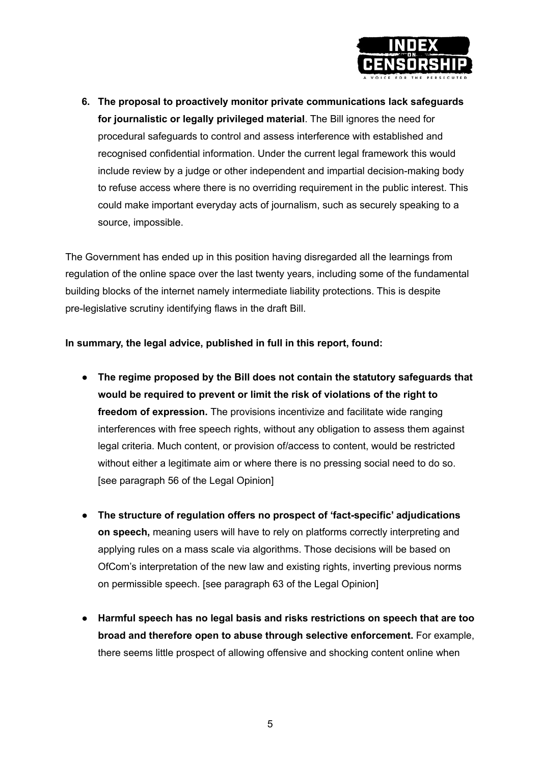6. **The proposal to proactively monitor private communications lack safeguards for journalistic or legally privileged material**. The Bill ignores the need for procedural safeguards to control and assess interference with established and recognised confidential information. Under the current legal framework this would include review by a judge or other independent and impartial decision-making body to refuse access where there is no overriding requirement in the public interest. This could make important everyday acts of journalism, such as securely speaking to a source, impossible.

The Government has ended up in this position having disregarded all the learnings from regulation of the online space over the last twenty years, including some of the fundamental building blocks of the internet namely intermediate liability protections. This is despite pre-legislative scrutiny identifying flaws in the draft Bill.

**In summary, the legal advice, published in full in this report, found:**

- **The regime proposed by the Bill does not contain the statutory safeguards that would be required to prevent or limit the risk of violations of the right to freedom of expression.** The provisions incentivize and facilitate wide ranging interferences with free speech rights, without any obligation to assess them against legal criteria. Much content, or provision of/access to content, would be restricted without either a legitimate aim or where there is no pressing social need to do so. [see paragraph 56 of the Legal Opinion]

- **The structure of regulation offers no prospect of 'fact-specific' adjudications on speech,** meaning users will have to rely on platforms correctly interpreting and applying rules on a mass scale via algorithms. Those decisions will be based on OfCom's interpretation of the new law and existing rights, inverting previous norms on permissible speech. [see paragraph 63 of the Legal Opinion]

- **Harmful speech has no legal basis and risks restrictions on speech that are too broad and therefore open to abuse through selective enforcement.** For example, there seems little prospect of allowing offensive and shocking content online when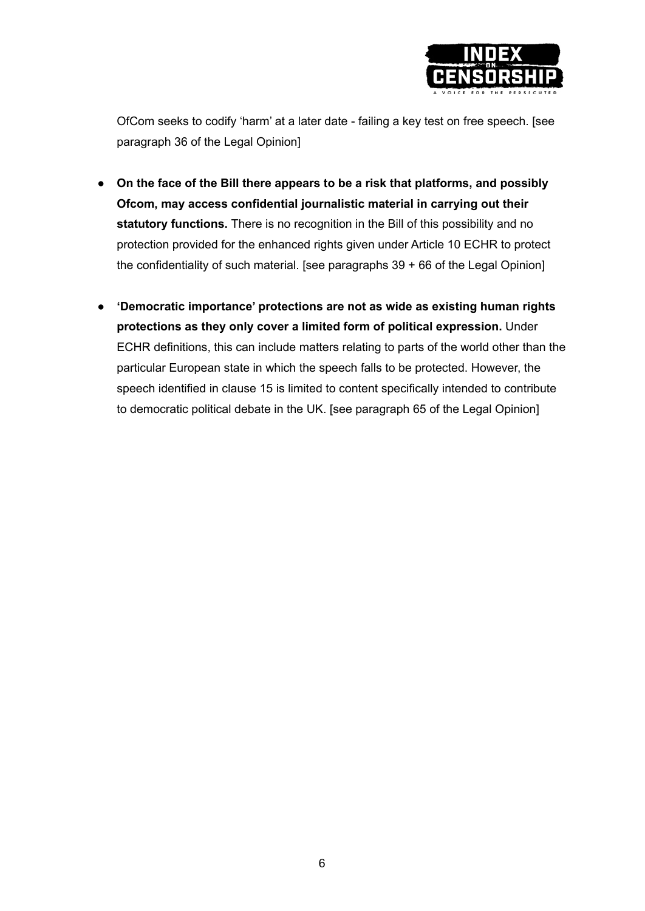OfCom seeks to codify 'harm' at a later date - failing a key test on free speech. [see paragraph 36 of the Legal Opinion]

- **On the face of the Bill there appears to be a risk that platforms, and possibly Ofcom, may access confidential journalistic material in carrying out their statutory functions.** There is no recognition in the Bill of this possibility and no protection provided for the enhanced rights given under Article 10 ECHR to protect the confidentiality of such material. [see paragraphs 39 + 66 of the Legal Opinion]

- **'Democratic importance' protections are not as wide as existing human rights protections as they only cover a limited form of political expression.** Under ECHR definitions, this can include matters relating to parts of the world other than the particular European state in which the speech falls to be protected. However, the speech identified in clause 15 is limited to content specifically intended to contribute to democratic political debate in the UK. [see paragraph 65 of the Legal Opinion]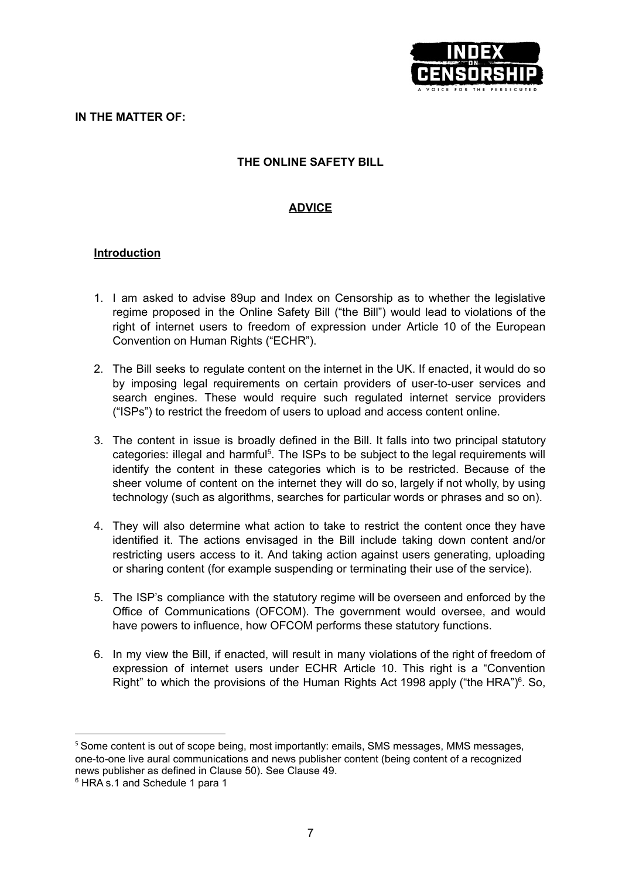**IN THE MATTER OF:**

**THE ONLINE SAFETY BILL**

**ADVICE**

**Introduction**

1. I am asked to advise 89up and Index on Censorship as to whether the legislative regime proposed in the Online Safety Bill ("the Bill") would lead to violations of the right of internet users to freedom of expression under Article 10 of the European Convention on Human Rights ("ECHR").

2. The Bill seeks to regulate content on the internet in the UK. If enacted, it would do so by imposing legal requirements on certain providers of user-to-user services and search engines. These would require such regulated internet service providers ("ISPs") to restrict the freedom of users to upload and access content online.

3. The content in issue is broadly defined in the Bill. It falls into two principal statutory categories: illegal and harmful[5]. The ISPs to be subject to the legal requirements will identify the content in these categories which is to be restricted. Because of the sheer volume of content on the internet they will do so, largely if not wholly, by using technology (such as algorithms, searches for particular words or phrases and so on).

4. They will also determine what action to take to restrict the content once they have identified it. The actions envisaged in the Bill include taking down content and/or restricting users access to it. And taking action against users generating, uploading or sharing content (for example suspending or terminating their use of the service).

5. The ISP's compliance with the statutory regime will be overseen and enforced by the Office of Communications (OFCOM). The government would oversee, and would have powers to influence, how OFCOM performs these statutory functions.

6. In my view the Bill, if enacted, will result in many violations of the right of freedom of expression of internet users under ECHR Article 10. This right is a "Convention Right" to which the provisions of the Human Rights Act 1998 apply ("the HRA")[6]. So,

---

[5] Some content is out of scope being, most importantly: emails, SMS messages, MMS messages, one-to-one live aural communications and news publisher content (being content of a recognized news publisher as defined in Clause 50). See Clause 49.

[6] HRA s.1 and Schedule 1 para 1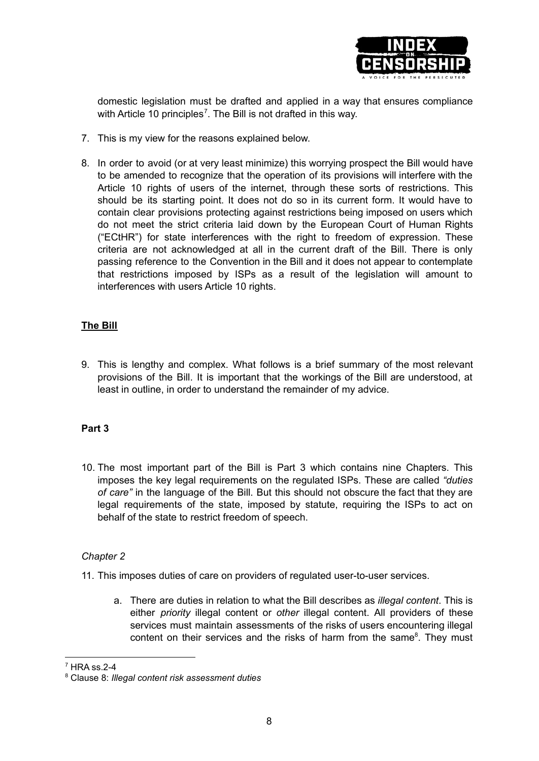domestic legislation must be drafted and applied in a way that ensures compliance with Article 10 principles[7]. The Bill is not drafted in this way.

7. This is my view for the reasons explained below.

8. In order to avoid (or at very least minimize) this worrying prospect the Bill would have to be amended to recognize that the operation of its provisions will interfere with the Article 10 rights of users of the internet, through these sorts of restrictions. This should be its starting point. It does not do so in its current form. It would have to contain clear provisions protecting against restrictions being imposed on users which do not meet the strict criteria laid down by the European Court of Human Rights ("ECtHR") for state interferences with the right to freedom of expression. These criteria are not acknowledged at all in the current draft of the Bill. There is only passing reference to the Convention in the Bill and it does not appear to contemplate that restrictions imposed by ISPs as a result of the legislation will amount to interferences with users Article 10 rights.

## <u>The Bill</u>

9. This is lengthy and complex. What follows is a brief summary of the most relevant provisions of the Bill. It is important that the workings of the Bill are understood, at least in outline, in order to understand the remainder of my advice.

### Part 3

10. The most important part of the Bill is Part 3 which contains nine Chapters. This imposes the key legal requirements on the regulated ISPs. These are called *"duties of care"* in the language of the Bill. But this should not obscure the fact that they are legal requirements of the state, imposed by statute, requiring the ISPs to act on behalf of the state to restrict freedom of speech.

#### *Chapter 2*

11. This imposes duties of care on providers of regulated user-to-user services.

    a. There are duties in relation to what the Bill describes as *illegal content*. This is either *priority* illegal content or *other* illegal content. All providers of these services must maintain assessments of the risks of users encountering illegal content on their services and the risks of harm from the same[8]. They must

---

[7] HRA ss.2-4

[8] Clause 8: *Illegal content risk assessment duties*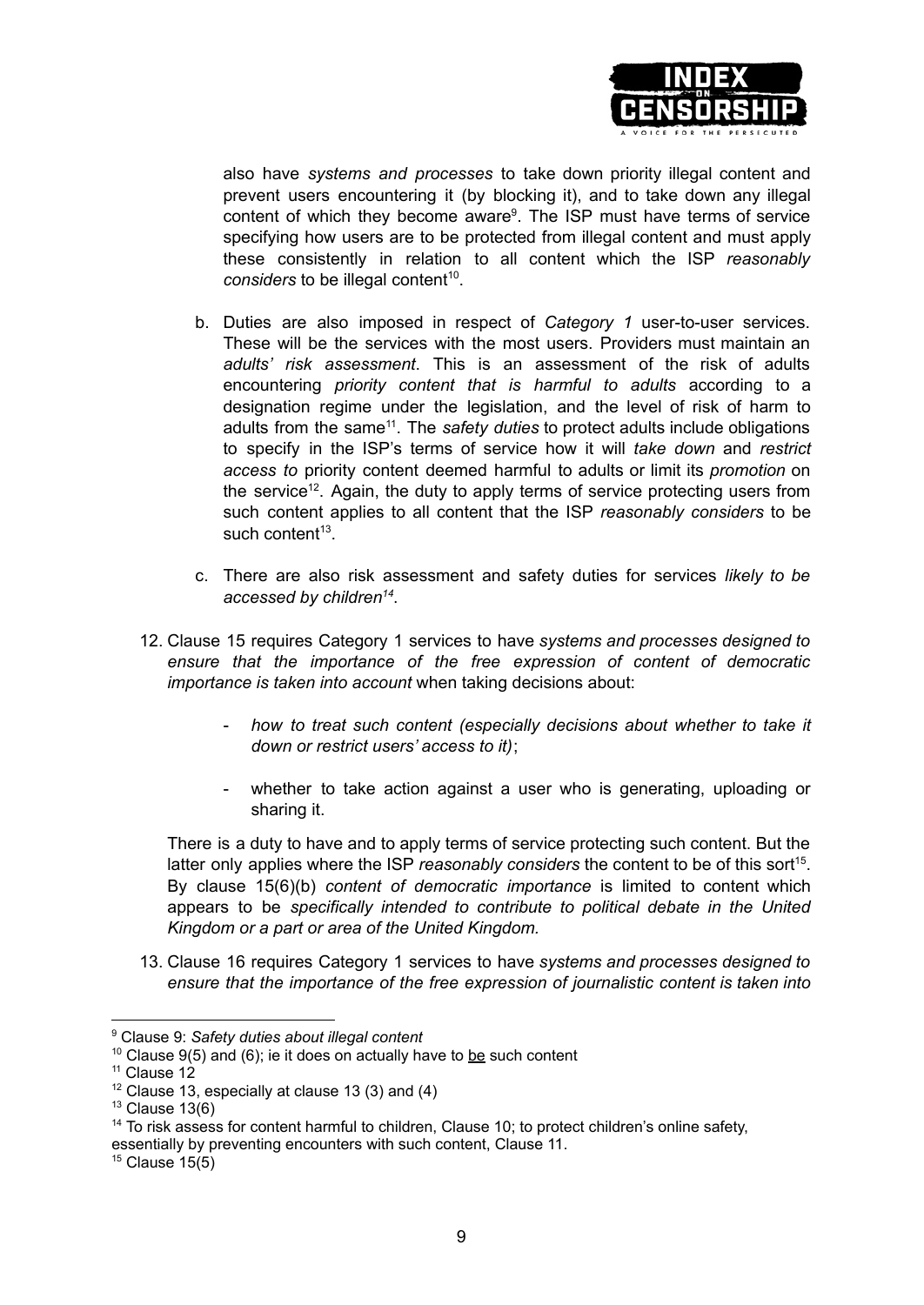also have *systems and processes* to take down priority illegal content and prevent users encountering it (by blocking it), and to take down any illegal content of which they become aware[9]. The ISP must have terms of service specifying how users are to be protected from illegal content and must apply these consistently in relation to all content which the ISP *reasonably considers* to be illegal content[10].

b. Duties are also imposed in respect of *Category 1* user-to-user services. These will be the services with the most users. Providers must maintain an *adults' risk assessment*. This is an assessment of the risk of adults encountering *priority content that is harmful to adults* according to a designation regime under the legislation, and the level of risk of harm to adults from the same[11]. The *safety duties* to protect adults include obligations to specify in the ISP's terms of service how it will *take down* and *restrict access to* priority content deemed harmful to adults or limit its *promotion* on the service[12]. Again, the duty to apply terms of service protecting users from such content applies to all content that the ISP *reasonably considers* to be such content[13].

c. There are also risk assessment and safety duties for services *likely to be accessed by children*[14].

12. Clause 15 requires Category 1 services to have *systems and processes designed to ensure that the importance of the free expression of content of democratic importance is taken into account* when taking decisions about:

    - *how to treat such content (especially decisions about whether to take it down or restrict users' access to it)*;

    - whether to take action against a user who is generating, uploading or sharing it.

    There is a duty to have and to apply terms of service protecting such content. But the latter only applies where the ISP *reasonably considers* the content to be of this sort[15]. By clause 15(6)(b) *content of democratic importance* is limited to content which appears to be *specifically intended to contribute to political debate in the United Kingdom or a part or area of the United Kingdom.*

13. Clause 16 requires Category 1 services to have *systems and processes designed to ensure that the importance of the free expression of journalistic content is taken into*

---

[9] Clause 9: *Safety duties about illegal content*

[10] Clause 9(5) and (6); ie it does on actually have to be such content

[11] Clause 12

[12] Clause 13, especially at clause 13 (3) and (4)

[13] Clause 13(6)

[14] To risk assess for content harmful to children, Clause 10; to protect children's online safety, essentially by preventing encounters with such content, Clause 11.

[15] Clause 15(5)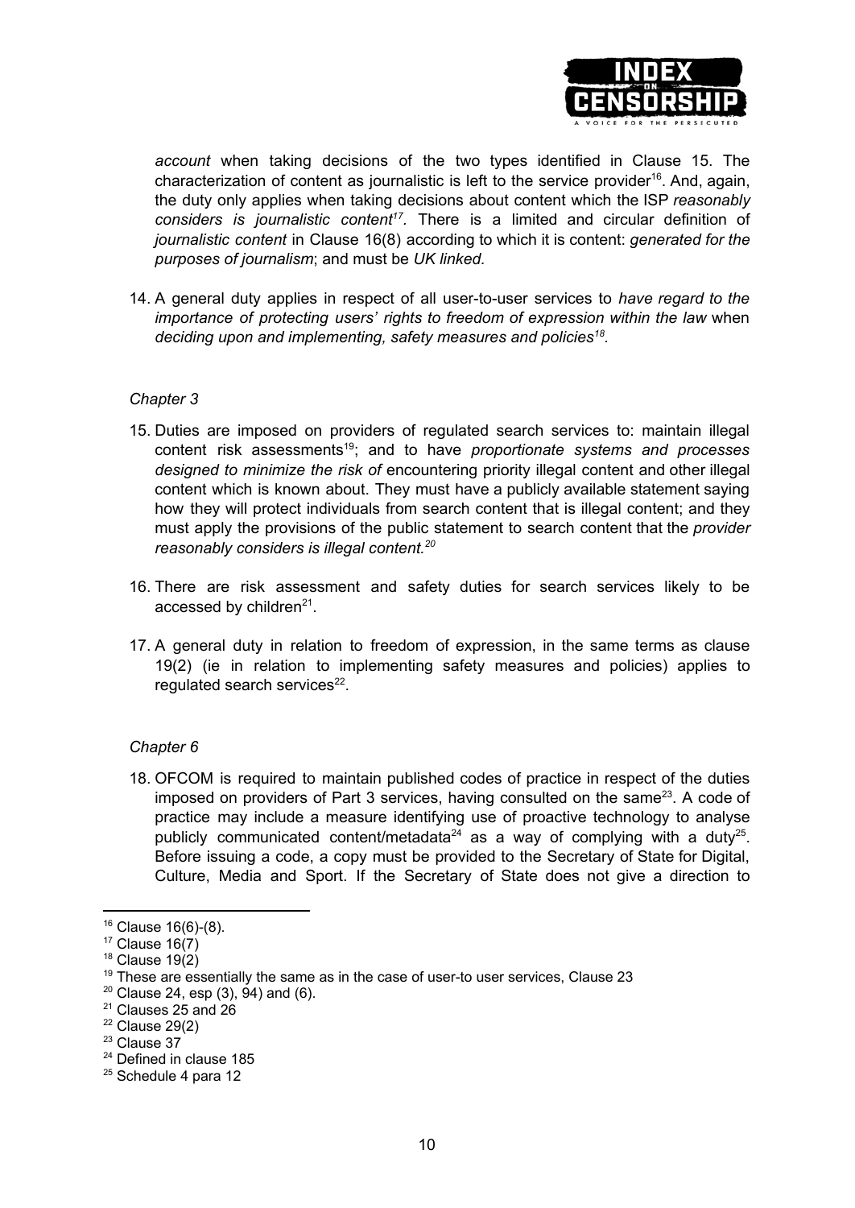*account* when taking decisions of the two types identified in Clause 15. The characterization of content as journalistic is left to the service provider[16]. And, again, the duty only applies when taking decisions about content which the ISP *reasonably considers is journalistic content*[17]. There is a limited and circular definition of *journalistic content* in Clause 16(8) according to which it is content: *generated for the purposes of journalism*; and must be *UK linked.*

14. A general duty applies in respect of all user-to-user services to *have regard to the importance of protecting users' rights to freedom of expression within the law* when *deciding upon and implementing, safety measures and policies*[18].

*Chapter 3*

15. Duties are imposed on providers of regulated search services to: maintain illegal content risk assessments[19]; and to have *proportionate systems and processes designed to minimize the risk of* encountering priority illegal content and other illegal content which is known about. They must have a publicly available statement saying how they will protect individuals from search content that is illegal content; and they must apply the provisions of the public statement to search content that the *provider reasonably considers is illegal content.*[20]

16. There are risk assessment and safety duties for search services likely to be accessed by children[21].

17. A general duty in relation to freedom of expression, in the same terms as clause 19(2) (ie in relation to implementing safety measures and policies) applies to regulated search services[22].

*Chapter 6*

18. OFCOM is required to maintain published codes of practice in respect of the duties imposed on providers of Part 3 services, having consulted on the same[23]. A code of practice may include a measure identifying use of proactive technology to analyse publicly communicated content/metadata[24] as a way of complying with a duty[25]. Before issuing a code, a copy must be provided to the Secretary of State for Digital, Culture, Media and Sport. If the Secretary of State does not give a direction to

---

[16] Clause 16(6)-(8).
[17] Clause 16(7)
[18] Clause 19(2)
[19] These are essentially the same as in the case of user-to user services, Clause 23
[20] Clause 24, esp (3), 94) and (6).
[21] Clauses 25 and 26
[22] Clause 29(2)
[23] Clause 37
[24] Defined in clause 185
[25] Schedule 4 para 12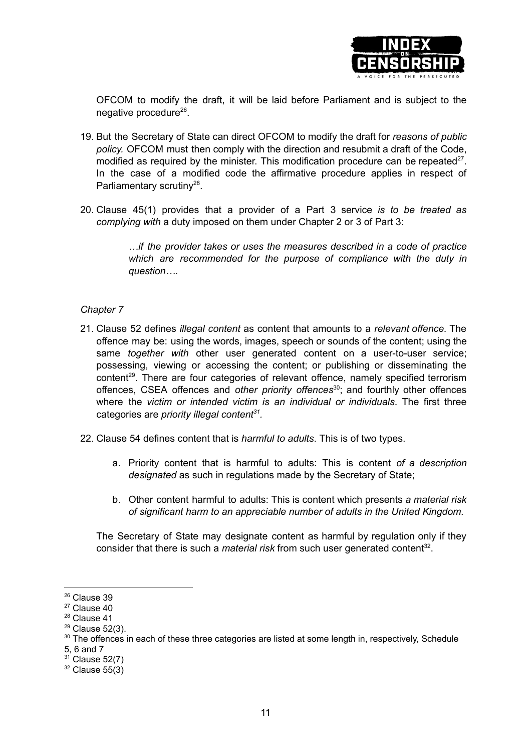OFCOM to modify the draft, it will be laid before Parliament and is subject to the negative procedure[26].

19. But the Secretary of State can direct OFCOM to modify the draft for *reasons of public policy.* OFCOM must then comply with the direction and resubmit a draft of the Code, modified as required by the minister. This modification procedure can be repeated[27]. In the case of a modified code the affirmative procedure applies in respect of Parliamentary scrutiny[28].

20. Clause 45(1) provides that a provider of a Part 3 service *is to be treated as complying with* a duty imposed on them under Chapter 2 or 3 of Part 3:

> *…if the provider takes or uses the measures described in a code of practice which are recommended for the purpose of compliance with the duty in question….*

*Chapter 7*

21. Clause 52 defines *illegal content* as content that amounts to a *relevant offence.* The offence may be: using the words, images, speech or sounds of the content; using the same *together with* other user generated content on a user-to-user service; possessing, viewing or accessing the content; or publishing or disseminating the content[29]. There are four categories of relevant offence, namely specified terrorism offences, CSEA offences and *other priority offences*[30]; and fourthly other offences where the *victim or intended victim is an individual or individuals*. The first three categories are *priority illegal content*[31].

22. Clause 54 defines content that is *harmful to adults*. This is of two types.

    a. Priority content that is harmful to adults: This is content *of a description designated* as such in regulations made by the Secretary of State;

    b. Other content harmful to adults: This is content which presents *a material risk of significant harm to an appreciable number of adults in the United Kingdom.*

    The Secretary of State may designate content as harmful by regulation only if they consider that there is such a *material risk* from such user generated content[32].

---

[26] Clause 39

[27] Clause 40

[28] Clause 41

[29] Clause 52(3).

[30] The offences in each of these three categories are listed at some length in, respectively, Schedule 5, 6 and 7

[31] Clause 52(7)

[32] Clause 55(3)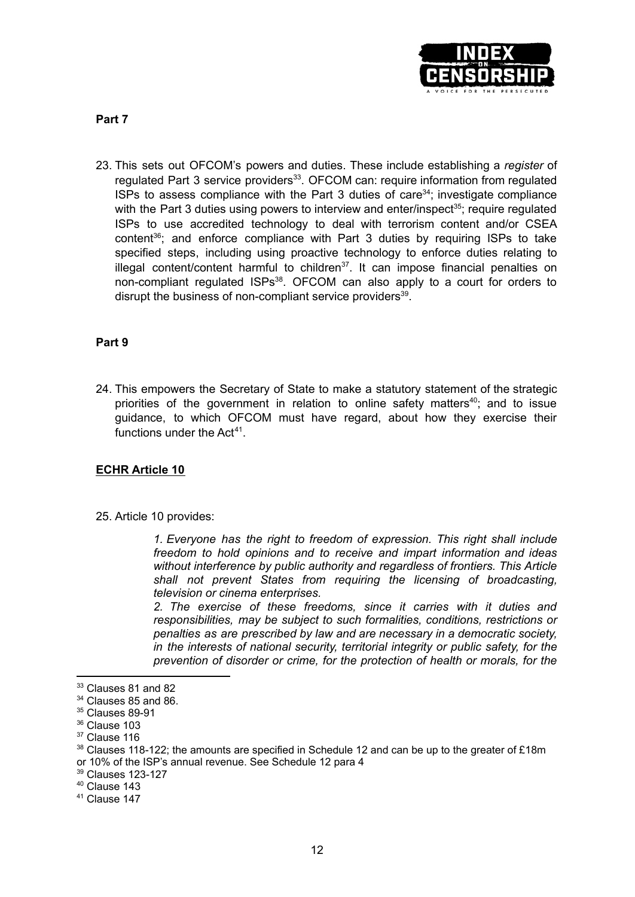**Part 7**

23. This sets out OFCOM's powers and duties. These include establishing a *register* of regulated Part 3 service providers[33]. OFCOM can: require information from regulated ISPs to assess compliance with the Part 3 duties of care[34]; investigate compliance with the Part 3 duties using powers to interview and enter/inspect[35]; require regulated ISPs to use accredited technology to deal with terrorism content and/or CSEA content[36]; and enforce compliance with Part 3 duties by requiring ISPs to take specified steps, including using proactive technology to enforce duties relating to illegal content/content harmful to children[37]. It can impose financial penalties on non-compliant regulated ISPs[38]. OFCOM can also apply to a court for orders to disrupt the business of non-compliant service providers[39].

**Part 9**

24. This empowers the Secretary of State to make a statutory statement of the strategic priorities of the government in relation to online safety matters[40]; and to issue guidance, to which OFCOM must have regard, about how they exercise their functions under the Act[41].

**ECHR Article 10**

25. Article 10 provides:

> *1. Everyone has the right to freedom of expression. This right shall include freedom to hold opinions and to receive and impart information and ideas without interference by public authority and regardless of frontiers. This Article shall not prevent States from requiring the licensing of broadcasting, television or cinema enterprises.*
>
> *2. The exercise of these freedoms, since it carries with it duties and responsibilities, may be subject to such formalities, conditions, restrictions or penalties as are prescribed by law and are necessary in a democratic society, in the interests of national security, territorial integrity or public safety, for the prevention of disorder or crime, for the protection of health or morals, for the*

---

[33] Clauses 81 and 82

[34] Clauses 85 and 86.

[35] Clauses 89-91

[36] Clause 103

[37] Clause 116

[38] Clauses 118-122; the amounts are specified in Schedule 12 and can be up to the greater of £18m or 10% of the ISP's annual revenue. See Schedule 12 para 4

[39] Clauses 123-127

[40] Clause 143

[41] Clause 147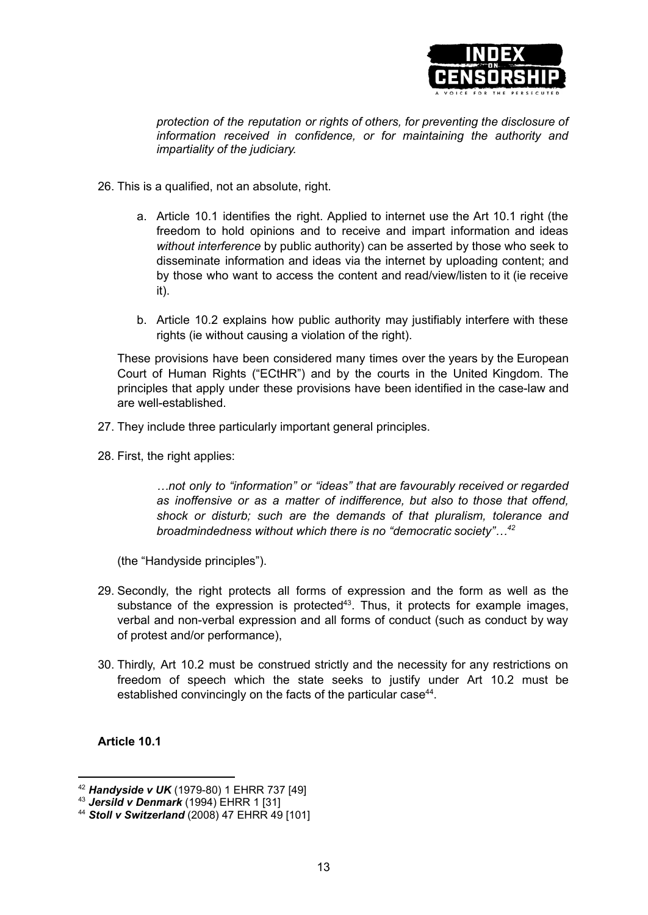> *protection of the reputation or rights of others, for preventing the disclosure of information received in confidence, or for maintaining the authority and impartiality of the judiciary.*

26. This is a qualified, not an absolute, right.

    a. Article 10.1 identifies the right. Applied to internet use the Art 10.1 right (the freedom to hold opinions and to receive and impart information and ideas *without interference* by public authority) can be asserted by those who seek to disseminate information and ideas via the internet by uploading content; and by those who want to access the content and read/view/listen to it (ie receive it).

    b. Article 10.2 explains how public authority may justifiably interfere with these rights (ie without causing a violation of the right).

    These provisions have been considered many times over the years by the European Court of Human Rights ("ECtHR") and by the courts in the United Kingdom. The principles that apply under these provisions have been identified in the case-law and are well-established.

27. They include three particularly important general principles.

28. First, the right applies:

    > *…not only to "information" or "ideas" that are favourably received or regarded as inoffensive or as a matter of indifference, but also to those that offend, shock or disturb; such are the demands of that pluralism, tolerance and broadmindedness without which there is no "democratic society"…*[42]

    (the "Handyside principles").

29. Secondly, the right protects all forms of expression and the form as well as the substance of the expression is protected[43]. Thus, it protects for example images, verbal and non-verbal expression and all forms of conduct (such as conduct by way of protest and/or performance),

30. Thirdly, Art 10.2 must be construed strictly and the necessity for any restrictions on freedom of speech which the state seeks to justify under Art 10.2 must be established convincingly on the facts of the particular case[44].

**Article 10.1**

---

[42] ***Handyside v UK*** (1979-80) 1 EHRR 737 [49]

[43] ***Jersild v Denmark*** (1994) EHRR 1 [31]

[44] ***Stoll v Switzerland*** (2008) 47 EHRR 49 [101]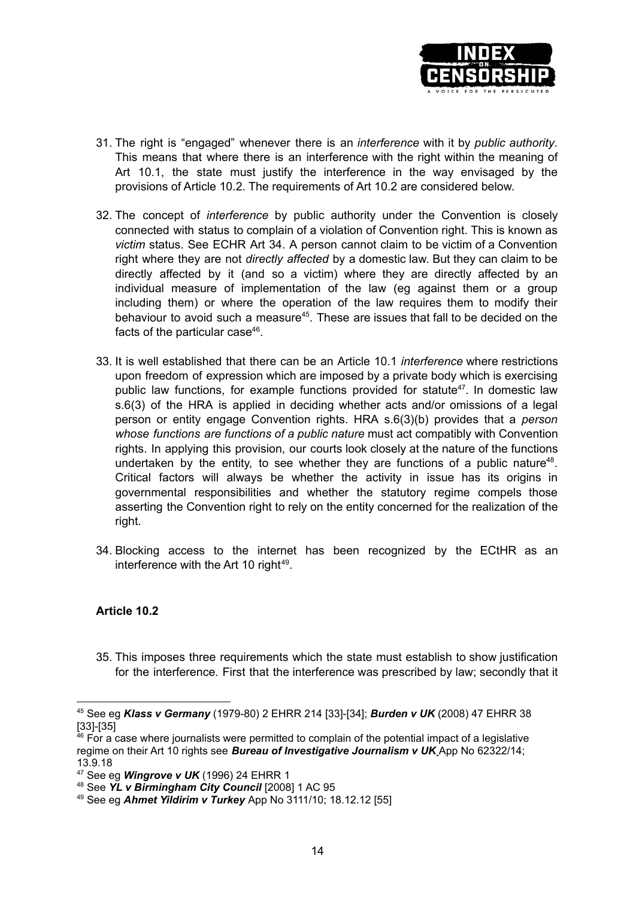31. The right is "engaged" whenever there is an *interference* with it by *public authority*. This means that where there is an interference with the right within the meaning of Art 10.1, the state must justify the interference in the way envisaged by the provisions of Article 10.2. The requirements of Art 10.2 are considered below.

32. The concept of *interference* by public authority under the Convention is closely connected with status to complain of a violation of Convention right. This is known as *victim* status. See ECHR Art 34. A person cannot claim to be victim of a Convention right where they are not *directly affected* by a domestic law. But they can claim to be directly affected by it (and so a victim) where they are directly affected by an individual measure of implementation of the law (eg against them or a group including them) or where the operation of the law requires them to modify their behaviour to avoid such a measure[45]. These are issues that fall to be decided on the facts of the particular case[46].

33. It is well established that there can be an Article 10.1 *interference* where restrictions upon freedom of expression which are imposed by a private body which is exercising public law functions, for example functions provided for statute[47]. In domestic law s.6(3) of the HRA is applied in deciding whether acts and/or omissions of a legal person or entity engage Convention rights. HRA s.6(3)(b) provides that a *person whose functions are functions of a public nature* must act compatibly with Convention rights. In applying this provision, our courts look closely at the nature of the functions undertaken by the entity, to see whether they are functions of a public nature[48]. Critical factors will always be whether the activity in issue has its origins in governmental responsibilities and whether the statutory regime compels those asserting the Convention right to rely on the entity concerned for the realization of the right.

34. Blocking access to the internet has been recognized by the ECtHR as an interference with the Art 10 right[49].

**Article 10.2**

35. This imposes three requirements which the state must establish to show justification for the interference. First that the interference was prescribed by law; secondly that it

---

[45] See eg ***Klass v Germany*** (1979-80) 2 EHRR 214 [33]-[34]; ***Burden v UK*** (2008) 47 EHRR 38 [33]-[35]

[46] For a case where journalists were permitted to complain of the potential impact of a legislative regime on their Art 10 rights see ***Bureau of Investigative Journalism v UK*** App No 62322/14; 13.9.18

[47] See eg ***Wingrove v UK*** (1996) 24 EHRR 1

[48] See ***YL v Birmingham City Council*** [2008] 1 AC 95

[49] See eg ***Ahmet Yildirim v Turkey*** App No 3111/10; 18.12.12 [55]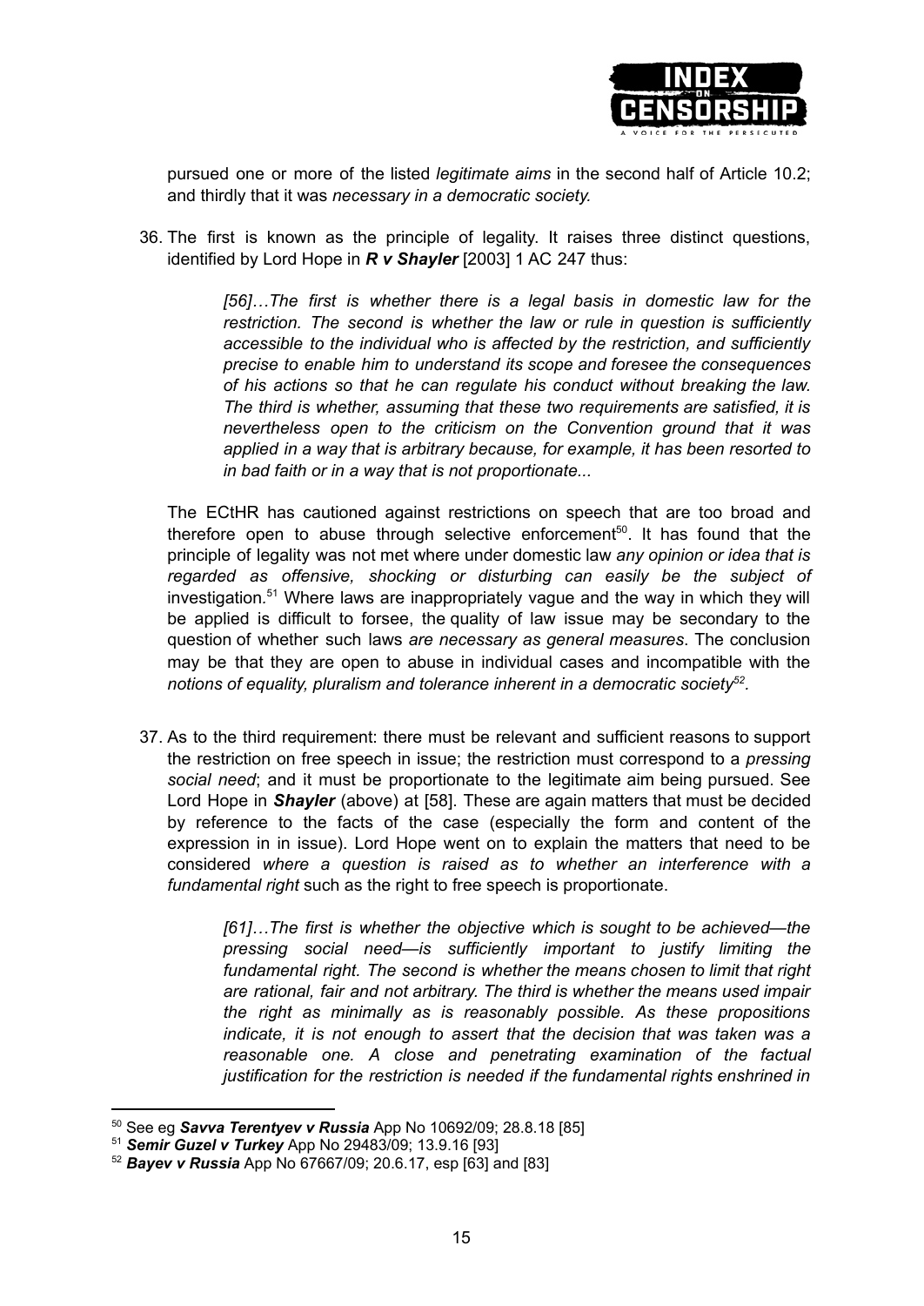pursued one or more of the listed *legitimate aims* in the second half of Article 10.2; and thirdly that it was *necessary in a democratic society.*

36. The first is known as the principle of legality. It raises three distinct questions, identified by Lord Hope in ***R v Shayler*** [2003] 1 AC 247 thus:

> *[56]…The first is whether there is a legal basis in domestic law for the restriction. The second is whether the law or rule in question is sufficiently accessible to the individual who is affected by the restriction, and sufficiently precise to enable him to understand its scope and foresee the consequences of his actions so that he can regulate his conduct without breaking the law. The third is whether, assuming that these two requirements are satisfied, it is nevertheless open to the criticism on the Convention ground that it was applied in a way that is arbitrary because, for example, it has been resorted to in bad faith or in a way that is not proportionate...*

The ECtHR has cautioned against restrictions on speech that are too broad and therefore open to abuse through selective enforcement[50]. It has found that the principle of legality was not met where under domestic law *any opinion or idea that is regarded as offensive, shocking or disturbing can easily be the subject of* investigation.[51] Where laws are inappropriately vague and the way in which they will be applied is difficult to forsee, the quality of law issue may be secondary to the question of whether such laws *are necessary as general measures*. The conclusion may be that they are open to abuse in individual cases and incompatible with the *notions of equality, pluralism and tolerance inherent in a democratic society*[52].

37. As to the third requirement: there must be relevant and sufficient reasons to support the restriction on free speech in issue; the restriction must correspond to a *pressing social need*; and it must be proportionate to the legitimate aim being pursued. See Lord Hope in ***Shayler*** (above) at [58]. These are again matters that must be decided by reference to the facts of the case (especially the form and content of the expression in in issue). Lord Hope went on to explain the matters that need to be considered *where a question is raised as to whether an interference with a fundamental right* such as the right to free speech is proportionate.

> *[61]…The first is whether the objective which is sought to be achieved—the pressing social need—is sufficiently important to justify limiting the fundamental right. The second is whether the means chosen to limit that right are rational, fair and not arbitrary. The third is whether the means used impair the right as minimally as is reasonably possible. As these propositions indicate, it is not enough to assert that the decision that was taken was a reasonable one. A close and penetrating examination of the factual justification for the restriction is needed if the fundamental rights enshrined in*

---

[50] See eg ***Savva Terentyev v Russia*** App No 10692/09; 28.8.18 [85]

[51] ***Semir Guzel v Turkey*** App No 29483/09; 13.9.16 [93]

[52] ***Bayev v Russia*** App No 67667/09; 20.6.17, esp [63] and [83]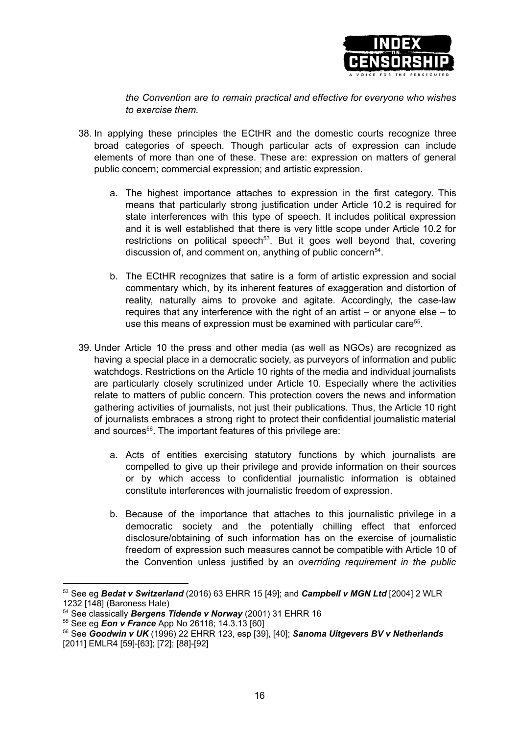*the Convention are to remain practical and effective for everyone who wishes to exercise them.*

38. In applying these principles the ECtHR and the domestic courts recognize three broad categories of speech. Though particular acts of expression can include elements of more than one of these. These are: expression on matters of general public concern; commercial expression; and artistic expression.

    a. The highest importance attaches to expression in the first category. This means that particularly strong justification under Article 10.2 is required for state interferences with this type of speech. It includes political expression and it is well established that there is very little scope under Article 10.2 for restrictions on political speech[53]. But it goes well beyond that, covering discussion of, and comment on, anything of public concern[54].

    b. The ECtHR recognizes that satire is a form of artistic expression and social commentary which, by its inherent features of exaggeration and distortion of reality, naturally aims to provoke and agitate. Accordingly, the case-law requires that any interference with the right of an artist – or anyone else – to use this means of expression must be examined with particular care[55].

39. Under Article 10 the press and other media (as well as NGOs) are recognized as having a special place in a democratic society, as purveyors of information and public watchdogs. Restrictions on the Article 10 rights of the media and individual journalists are particularly closely scrutinized under Article 10. Especially where the activities relate to matters of public concern. This protection covers the news and information gathering activities of journalists, not just their publications. Thus, the Article 10 right of journalists embraces a strong right to protect their confidential journalistic material and sources[56]. The important features of this privilege are:

    a. Acts of entities exercising statutory functions by which journalists are compelled to give up their privilege and provide information on their sources or by which access to confidential journalistic information is obtained constitute interferences with journalistic freedom of expression.

    b. Because of the importance that attaches to this journalistic privilege in a democratic society and the potentially chilling effect that enforced disclosure/obtaining of such information has on the exercise of journalistic freedom of expression such measures cannot be compatible with Article 10 of the Convention unless justified by an *overriding requirement in the public*

---

[53] See eg ***Bedat v Switzerland*** (2016) 63 EHRR 15 [49]; and ***Campbell v MGN Ltd*** [2004] 2 WLR 1232 [148] (Baroness Hale)

[54] See classically ***Bergens Tidende v Norway*** (2001) 31 EHRR 16

[55] See eg ***Eon v France*** App No 26118; 14.3.13 [60]

[56] See ***Goodwin v UK*** (1996) 22 EHRR 123, esp [39], [40]; ***Sanoma Uitgevers BV v Netherlands*** [2011] EMLR4 [59]-[63]; [72]; [88]-[92]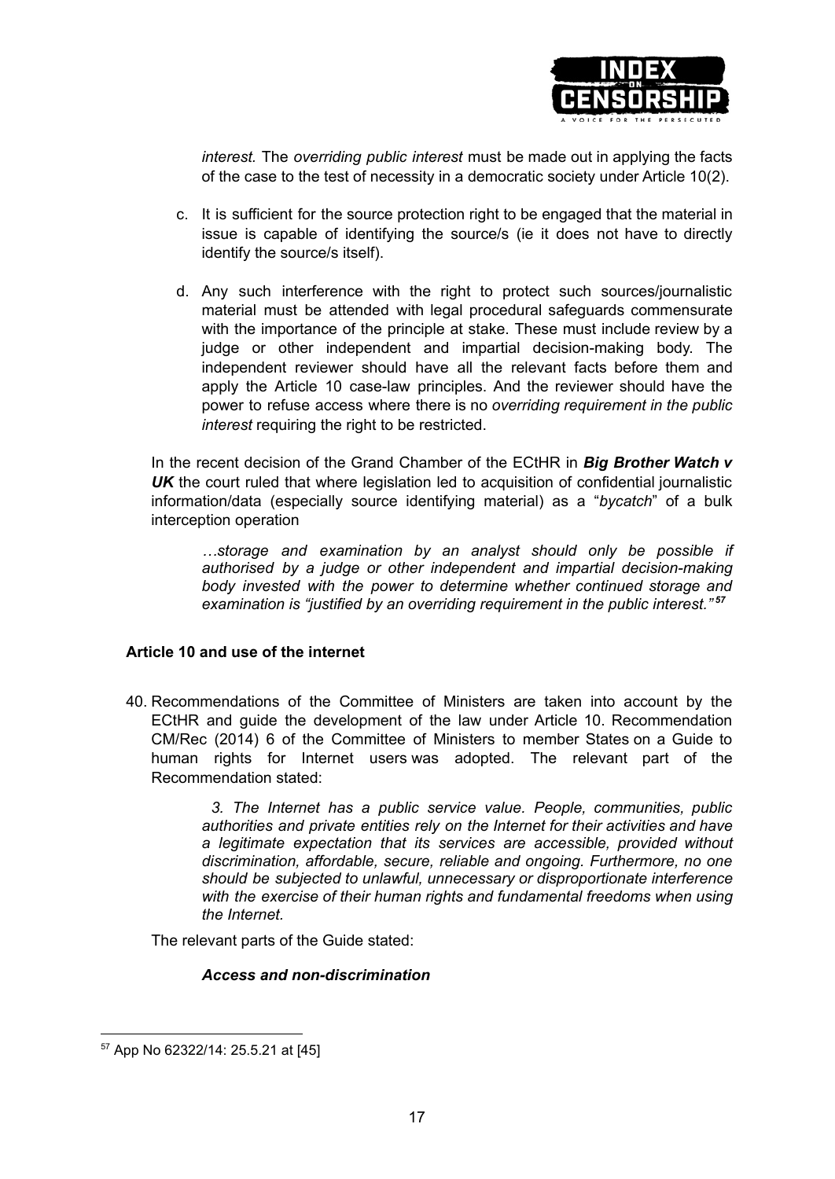*interest.* The *overriding public interest* must be made out in applying the facts of the case to the test of necessity in a democratic society under Article 10(2).

c. It is sufficient for the source protection right to be engaged that the material in issue is capable of identifying the source/s (ie it does not have to directly identify the source/s itself).

d. Any such interference with the right to protect such sources/journalistic material must be attended with legal procedural safeguards commensurate with the importance of the principle at stake. These must include review by a judge or other independent and impartial decision-making body. The independent reviewer should have all the relevant facts before them and apply the Article 10 case-law principles. And the reviewer should have the power to refuse access where there is no *overriding requirement in the public interest* requiring the right to be restricted.

In the recent decision of the Grand Chamber of the ECtHR in ***Big Brother Watch v UK*** the court ruled that where legislation led to acquisition of confidential journalistic information/data (especially source identifying material) as a "*bycatch*" of a bulk interception operation

> *…storage and examination by an analyst should only be possible if authorised by a judge or other independent and impartial decision-making body invested with the power to determine whether continued storage and examination is "justified by an overriding requirement in the public interest."* [57]

**Article 10 and use of the internet**

40. Recommendations of the Committee of Ministers are taken into account by the ECtHR and guide the development of the law under Article 10. Recommendation CM/Rec (2014) 6 of the Committee of Ministers to member States on a Guide to human rights for Internet users was adopted. The relevant part of the Recommendation stated:

> *3. The Internet has a public service value. People, communities, public authorities and private entities rely on the Internet for their activities and have a legitimate expectation that its services are accessible, provided without discrimination, affordable, secure, reliable and ongoing. Furthermore, no one should be subjected to unlawful, unnecessary or disproportionate interference with the exercise of their human rights and fundamental freedoms when using the Internet.*

The relevant parts of the Guide stated:

***Access and non-discrimination***

---

[57] App No 62322/14: 25.5.21 at [45]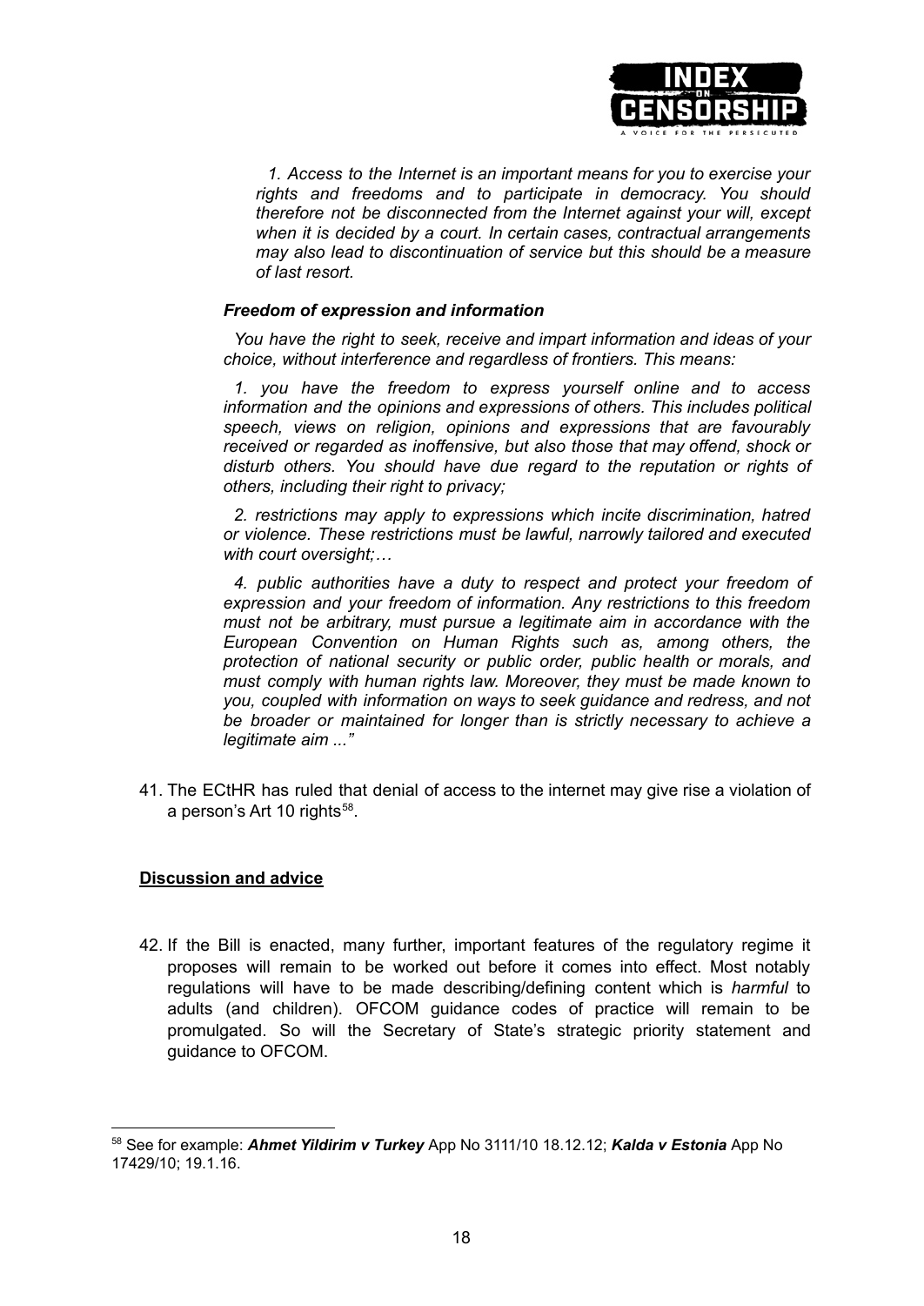*1. Access to the Internet is an important means for you to exercise your rights and freedoms and to participate in democracy. You should therefore not be disconnected from the Internet against your will, except when it is decided by a court. In certain cases, contractual arrangements may also lead to discontinuation of service but this should be a measure of last resort.*

> ***Freedom of expression and information***
>
> *You have the right to seek, receive and impart information and ideas of your choice, without interference and regardless of frontiers. This means:*
>
> *1. you have the freedom to express yourself online and to access information and the opinions and expressions of others. This includes political speech, views on religion, opinions and expressions that are favourably received or regarded as inoffensive, but also those that may offend, shock or disturb others. You should have due regard to the reputation or rights of others, including their right to privacy;*
>
> *2. restrictions may apply to expressions which incite discrimination, hatred or violence. These restrictions must be lawful, narrowly tailored and executed with court oversight;…*
>
> *4. public authorities have a duty to respect and protect your freedom of expression and your freedom of information. Any restrictions to this freedom must not be arbitrary, must pursue a legitimate aim in accordance with the European Convention on Human Rights such as, among others, the protection of national security or public order, public health or morals, and must comply with human rights law. Moreover, they must be made known to you, coupled with information on ways to seek guidance and redress, and not be broader or maintained for longer than is strictly necessary to achieve a legitimate aim ..."*

41. The ECtHR has ruled that denial of access to the internet may give rise a violation of a person's Art 10 rights[58].

**<u>Discussion and advice</u>**

42. If the Bill is enacted, many further, important features of the regulatory regime it proposes will remain to be worked out before it comes into effect. Most notably regulations will have to be made describing/defining content which is *harmful* to adults (and children). OFCOM guidance codes of practice will remain to be promulgated. So will the Secretary of State's strategic priority statement and guidance to OFCOM.

---

[58] See for example: ***Ahmet Yildirim v Turkey*** App No 3111/10 18.12.12; ***Kalda v Estonia*** App No 17429/10; 19.1.16.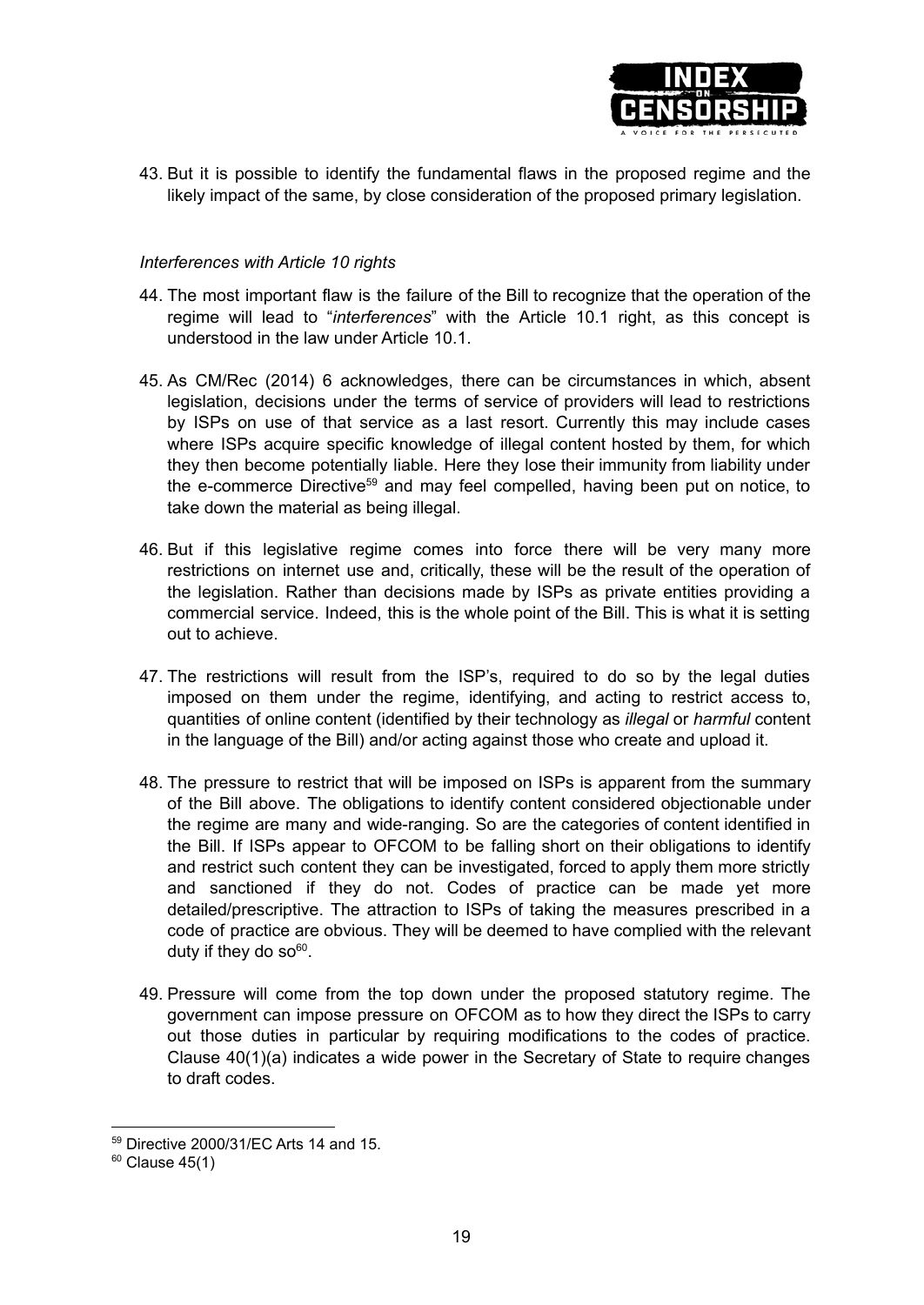43. But it is possible to identify the fundamental flaws in the proposed regime and the likely impact of the same, by close consideration of the proposed primary legislation.

*Interferences with Article 10 rights*

44. The most important flaw is the failure of the Bill to recognize that the operation of the regime will lead to "*interferences*" with the Article 10.1 right, as this concept is understood in the law under Article 10.1.

45. As CM/Rec (2014) 6 acknowledges, there can be circumstances in which, absent legislation, decisions under the terms of service of providers will lead to restrictions by ISPs on use of that service as a last resort. Currently this may include cases where ISPs acquire specific knowledge of illegal content hosted by them, for which they then become potentially liable. Here they lose their immunity from liability under the e-commerce Directive[59] and may feel compelled, having been put on notice, to take down the material as being illegal.

46. But if this legislative regime comes into force there will be very many more restrictions on internet use and, critically, these will be the result of the operation of the legislation. Rather than decisions made by ISPs as private entities providing a commercial service. Indeed, this is the whole point of the Bill. This is what it is setting out to achieve.

47. The restrictions will result from the ISP's, required to do so by the legal duties imposed on them under the regime, identifying, and acting to restrict access to, quantities of online content (identified by their technology as *illegal* or *harmful* content in the language of the Bill) and/or acting against those who create and upload it.

48. The pressure to restrict that will be imposed on ISPs is apparent from the summary of the Bill above. The obligations to identify content considered objectionable under the regime are many and wide-ranging. So are the categories of content identified in the Bill. If ISPs appear to OFCOM to be falling short on their obligations to identify and restrict such content they can be investigated, forced to apply them more strictly and sanctioned if they do not. Codes of practice can be made yet more detailed/prescriptive. The attraction to ISPs of taking the measures prescribed in a code of practice are obvious. They will be deemed to have complied with the relevant duty if they do so[60].

49. Pressure will come from the top down under the proposed statutory regime. The government can impose pressure on OFCOM as to how they direct the ISPs to carry out those duties in particular by requiring modifications to the codes of practice. Clause 40(1)(a) indicates a wide power in the Secretary of State to require changes to draft codes.

---

[59] Directive 2000/31/EC Arts 14 and 15.

[60] Clause 45(1)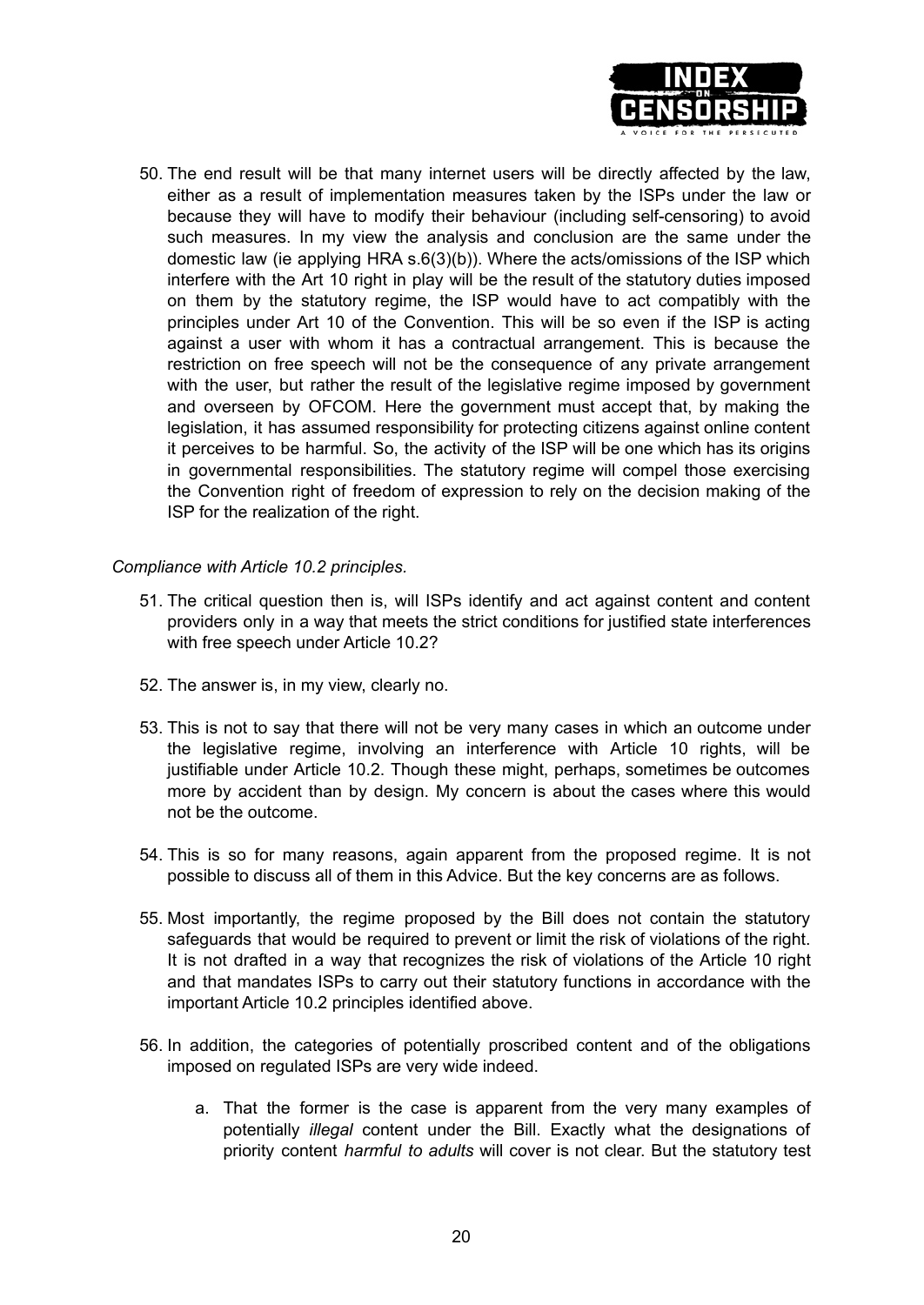50. The end result will be that many internet users will be directly affected by the law, either as a result of implementation measures taken by the ISPs under the law or because they will have to modify their behaviour (including self-censoring) to avoid such measures. In my view the analysis and conclusion are the same under the domestic law (ie applying HRA s.6(3)(b)). Where the acts/omissions of the ISP which interfere with the Art 10 right in play will be the result of the statutory duties imposed on them by the statutory regime, the ISP would have to act compatibly with the principles under Art 10 of the Convention. This will be so even if the ISP is acting against a user with whom it has a contractual arrangement. This is because the restriction on free speech will not be the consequence of any private arrangement with the user, but rather the result of the legislative regime imposed by government and overseen by OFCOM. Here the government must accept that, by making the legislation, it has assumed responsibility for protecting citizens against online content it perceives to be harmful. So, the activity of the ISP will be one which has its origins in governmental responsibilities. The statutory regime will compel those exercising the Convention right of freedom of expression to rely on the decision making of the ISP for the realization of the right.

*Compliance with Article 10.2 principles.*

51. The critical question then is, will ISPs identify and act against content and content providers only in a way that meets the strict conditions for justified state interferences with free speech under Article 10.2?

52. The answer is, in my view, clearly no.

53. This is not to say that there will not be very many cases in which an outcome under the legislative regime, involving an interference with Article 10 rights, will be justifiable under Article 10.2. Though these might, perhaps, sometimes be outcomes more by accident than by design. My concern is about the cases where this would not be the outcome.

54. This is so for many reasons, again apparent from the proposed regime. It is not possible to discuss all of them in this Advice. But the key concerns are as follows.

55. Most importantly, the regime proposed by the Bill does not contain the statutory safeguards that would be required to prevent or limit the risk of violations of the right. It is not drafted in a way that recognizes the risk of violations of the Article 10 right and that mandates ISPs to carry out their statutory functions in accordance with the important Article 10.2 principles identified above.

56. In addition, the categories of potentially proscribed content and of the obligations imposed on regulated ISPs are very wide indeed.

    a. That the former is the case is apparent from the very many examples of potentially *illegal* content under the Bill. Exactly what the designations of priority content *harmful to adults* will cover is not clear. But the statutory test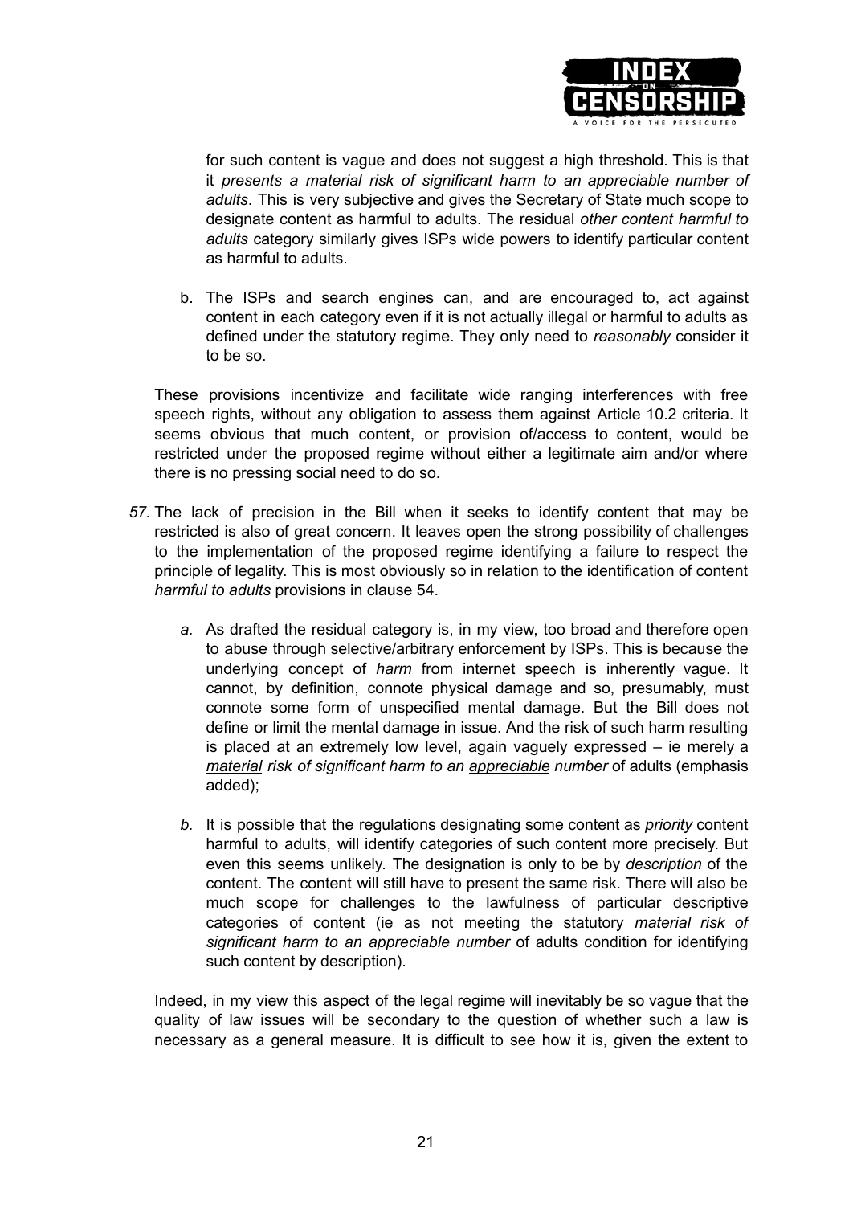for such content is vague and does not suggest a high threshold. This is that it *presents a material risk of significant harm to an appreciable number of adults*. This is very subjective and gives the Secretary of State much scope to designate content as harmful to adults. The residual *other content harmful to adults* category similarly gives ISPs wide powers to identify particular content as harmful to adults.

b. The ISPs and search engines can, and are encouraged to, act against content in each category even if it is not actually illegal or harmful to adults as defined under the statutory regime. They only need to *reasonably* consider it to be so.

These provisions incentivize and facilitate wide ranging interferences with free speech rights, without any obligation to assess them against Article 10.2 criteria. It seems obvious that much content, or provision of/access to content, would be restricted under the proposed regime without either a legitimate aim and/or where there is no pressing social need to do so.

*57.* The lack of precision in the Bill when it seeks to identify content that may be restricted is also of great concern. It leaves open the strong possibility of challenges to the implementation of the proposed regime identifying a failure to respect the principle of legality. This is most obviously so in relation to the identification of content *harmful to adults* provisions in clause 54.

*a.* As drafted the residual category is, in my view, too broad and therefore open to abuse through selective/arbitrary enforcement by ISPs. This is because the underlying concept of *harm* from internet speech is inherently vague. It cannot, by definition, connote physical damage and so, presumably, must connote some form of unspecified mental damage. But the Bill does not define or limit the mental damage in issue. And the risk of such harm resulting is placed at an extremely low level, again vaguely expressed – ie merely a *material risk of significant harm to an appreciable number* of adults (emphasis added);

*b.* It is possible that the regulations designating some content as *priority* content harmful to adults, will identify categories of such content more precisely. But even this seems unlikely. The designation is only to be by *description* of the content. The content will still have to present the same risk. There will also be much scope for challenges to the lawfulness of particular descriptive categories of content (ie as not meeting the statutory *material risk of significant harm to an appreciable number* of adults condition for identifying such content by description).

Indeed, in my view this aspect of the legal regime will inevitably be so vague that the quality of law issues will be secondary to the question of whether such a law is necessary as a general measure. It is difficult to see how it is, given the extent to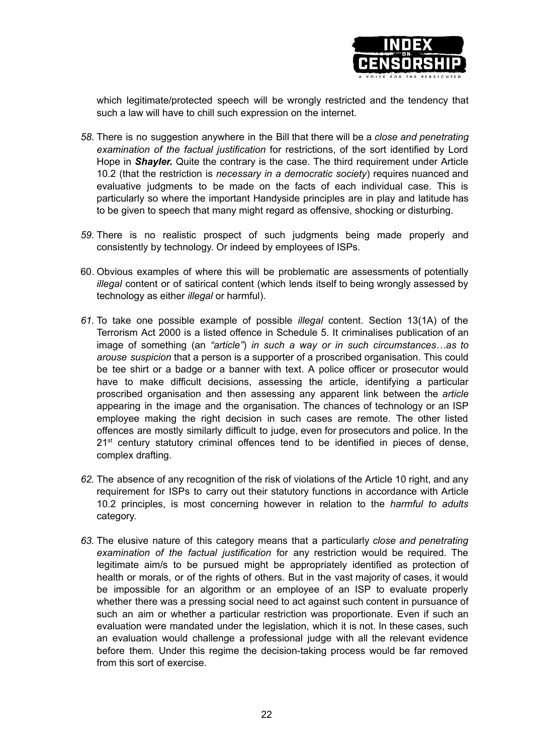which legitimate/protected speech will be wrongly restricted and the tendency that such a law will have to chill such expression on the internet.

*58.* There is no suggestion anywhere in the Bill that there will be a *close and penetrating examination of the factual justification* for restrictions, of the sort identified by Lord Hope in ***Shayler.*** Quite the contrary is the case. The third requirement under Article 10.2 (that the restriction is *necessary in a democratic society*) requires nuanced and evaluative judgments to be made on the facts of each individual case. This is particularly so where the important Handyside principles are in play and latitude has to be given to speech that many might regard as offensive, shocking or disturbing.

*59.* There is no realistic prospect of such judgments being made properly and consistently by technology. Or indeed by employees of ISPs.

60. Obvious examples of where this will be problematic are assessments of potentially *illegal* content or of satirical content (which lends itself to being wrongly assessed by technology as either *illegal* or harmful).

*61.* To take one possible example of possible *illegal* content. Section 13(1A) of the Terrorism Act 2000 is a listed offence in Schedule 5. It criminalises publication of an image of something (an *"article"*) *in such a way or in such circumstances…as to arouse suspicion* that a person is a supporter of a proscribed organisation. This could be tee shirt or a badge or a banner with text. A police officer or prosecutor would have to make difficult decisions, assessing the article, identifying a particular proscribed organisation and then assessing any apparent link between the *article* appearing in the image and the organisation. The chances of technology or an ISP employee making the right decision in such cases are remote. The other listed offences are mostly similarly difficult to judge, even for prosecutors and police. In the 21st century statutory criminal offences tend to be identified in pieces of dense, complex drafting.

*62.* The absence of any recognition of the risk of violations of the Article 10 right, and any requirement for ISPs to carry out their statutory functions in accordance with Article 10.2 principles, is most concerning however in relation to the *harmful to adults* category.

*63.* The elusive nature of this category means that a particularly *close and penetrating examination of the factual justification* for any restriction would be required. The legitimate aim/s to be pursued might be appropriately identified as protection of health or morals, or of the rights of others. But in the vast majority of cases, it would be impossible for an algorithm or an employee of an ISP to evaluate properly whether there was a pressing social need to act against such content in pursuance of such an aim or whether a particular restriction was proportionate. Even if such an evaluation were mandated under the legislation, which it is not. In these cases, such an evaluation would challenge a professional judge with all the relevant evidence before them. Under this regime the decision-taking process would be far removed from this sort of exercise.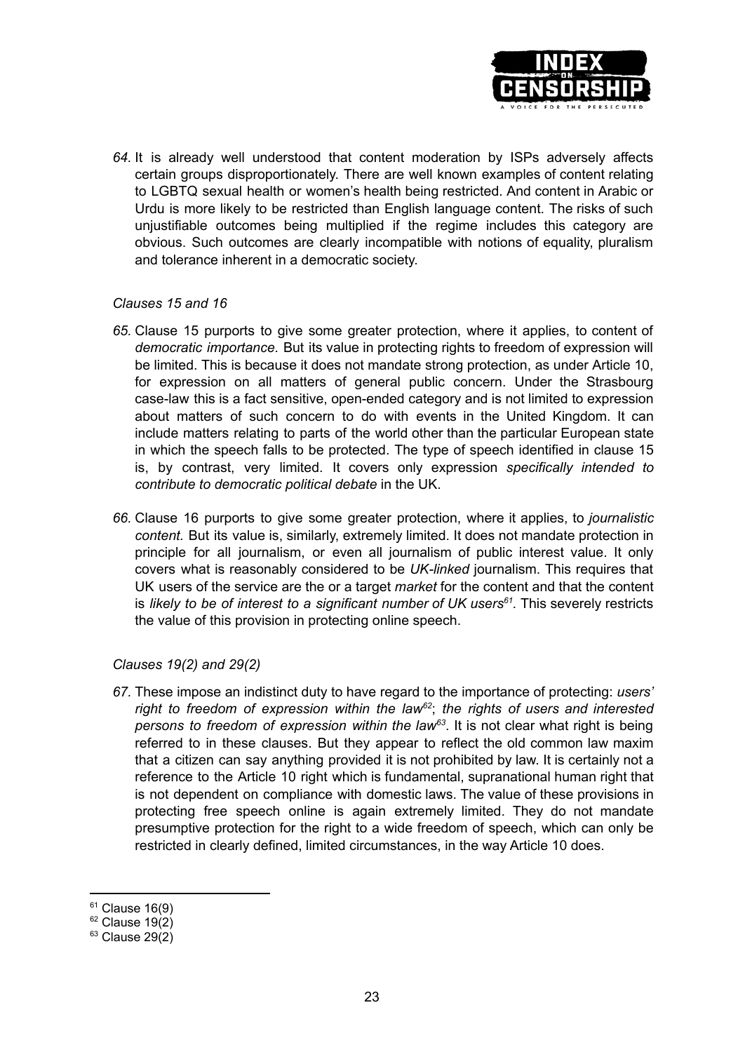*64.* It is already well understood that content moderation by ISPs adversely affects certain groups disproportionately. There are well known examples of content relating to LGBTQ sexual health or women's health being restricted. And content in Arabic or Urdu is more likely to be restricted than English language content. The risks of such unjustifiable outcomes being multiplied if the regime includes this category are obvious. Such outcomes are clearly incompatible with notions of equality, pluralism and tolerance inherent in a democratic society.

*Clauses 15 and 16*

*65.* Clause 15 purports to give some greater protection, where it applies, to content of *democratic importance.* But its value in protecting rights to freedom of expression will be limited. This is because it does not mandate strong protection, as under Article 10, for expression on all matters of general public concern. Under the Strasbourg case-law this is a fact sensitive, open-ended category and is not limited to expression about matters of such concern to do with events in the United Kingdom. It can include matters relating to parts of the world other than the particular European state in which the speech falls to be protected. The type of speech identified in clause 15 is, by contrast, very limited. It covers only expression *specifically intended to contribute to democratic political debate* in the UK.

*66.* Clause 16 purports to give some greater protection, where it applies, to *journalistic content.* But its value is, similarly, extremely limited. It does not mandate protection in principle for all journalism, or even all journalism of public interest value. It only covers what is reasonably considered to be *UK-linked* journalism. This requires that UK users of the service are the or a target *market* for the content and that the content is *likely to be of interest to a significant number of UK users*[61]. This severely restricts the value of this provision in protecting online speech.

*Clauses 19(2) and 29(2)*

*67.* These impose an indistinct duty to have regard to the importance of protecting: *users' right to freedom of expression within the law*[62]; *the rights of users and interested persons to freedom of expression within the law*[63]. It is not clear what right is being referred to in these clauses. But they appear to reflect the old common law maxim that a citizen can say anything provided it is not prohibited by law. It is certainly not a reference to the Article 10 right which is fundamental, supranational human right that is not dependent on compliance with domestic laws. The value of these provisions in protecting free speech online is again extremely limited. They do not mandate presumptive protection for the right to a wide freedom of speech, which can only be restricted in clearly defined, limited circumstances, in the way Article 10 does.

---

[61] Clause 16(9)

[62] Clause 19(2)

[63] Clause 29(2)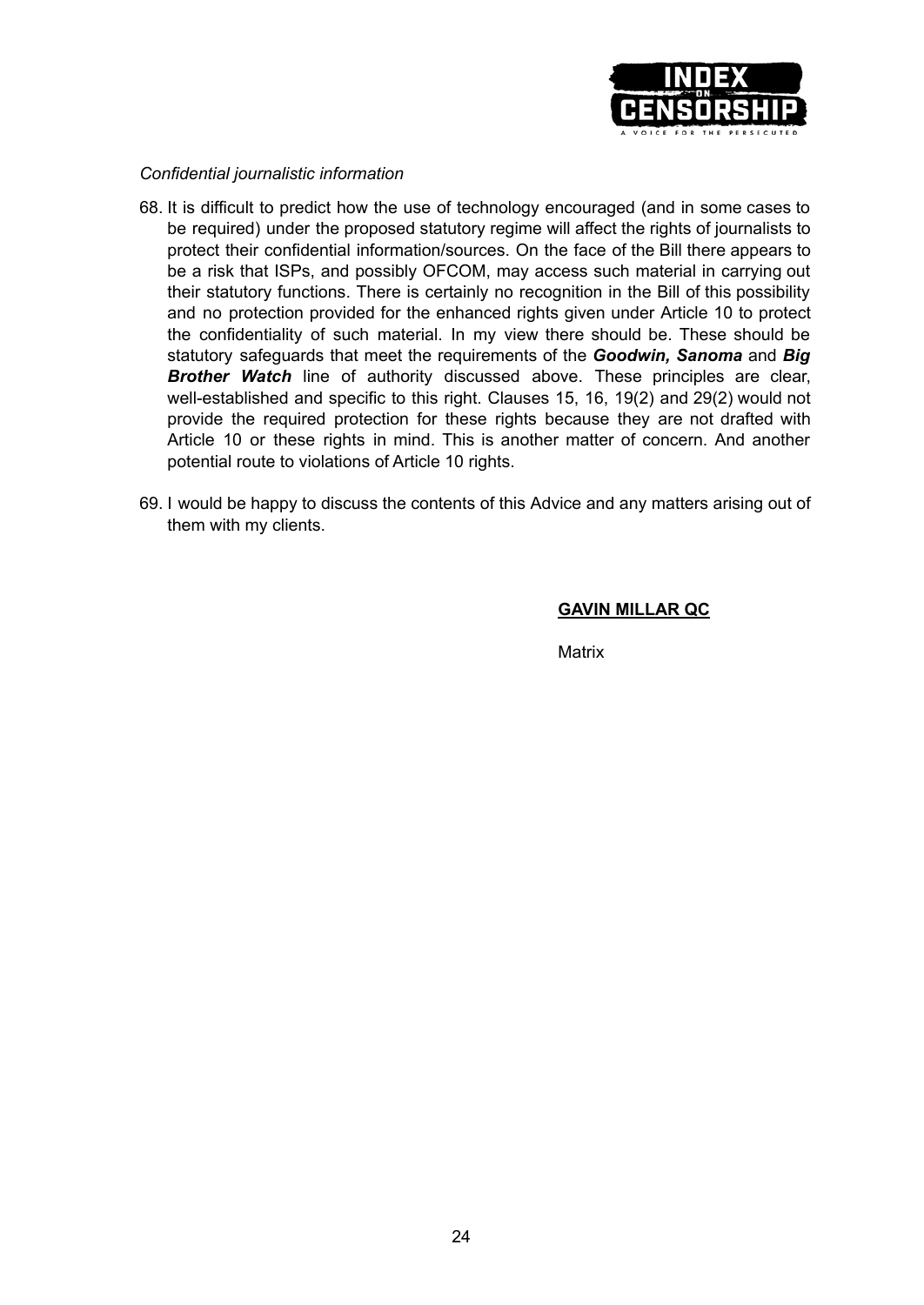*Confidential journalistic information*

68. It is difficult to predict how the use of technology encouraged (and in some cases to be required) under the proposed statutory regime will affect the rights of journalists to protect their confidential information/sources. On the face of the Bill there appears to be a risk that ISPs, and possibly OFCOM, may access such material in carrying out their statutory functions. There is certainly no recognition in the Bill of this possibility and no protection provided for the enhanced rights given under Article 10 to protect the confidentiality of such material. In my view there should be. These should be statutory safeguards that meet the requirements of the ***Goodwin, Sanoma*** and ***Big Brother Watch*** line of authority discussed above. These principles are clear, well-established and specific to this right. Clauses 15, 16, 19(2) and 29(2) would not provide the required protection for these rights because they are not drafted with Article 10 or these rights in mind. This is another matter of concern. And another potential route to violations of Article 10 rights.

69. I would be happy to discuss the contents of this Advice and any matters arising out of them with my clients.

**GAVIN MILLAR QC**

Matrix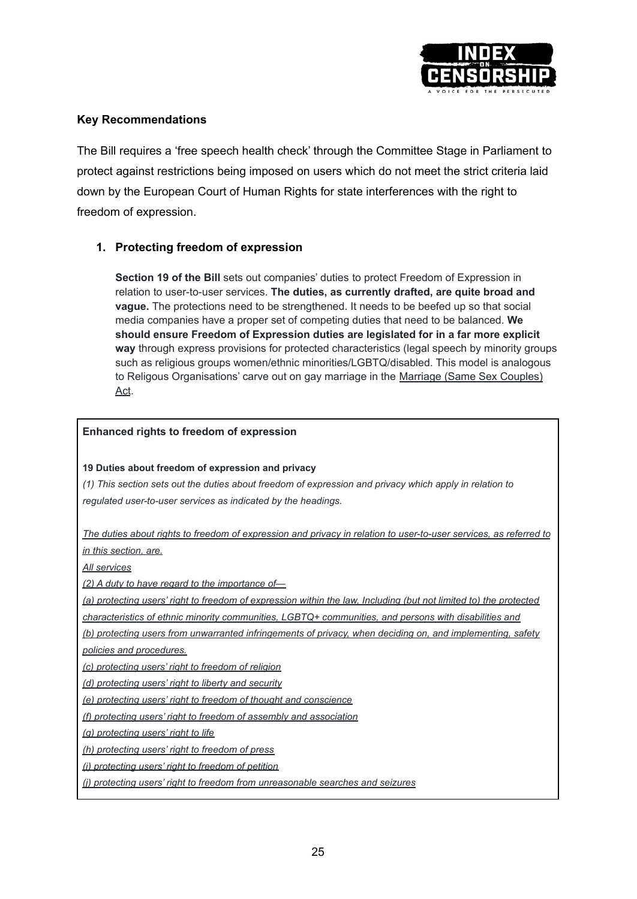### Key Recommendations

The Bill requires a 'free speech health check' through the Committee Stage in Parliament to protect against restrictions being imposed on users which do not meet the strict criteria laid down by the European Court of Human Rights for state interferences with the right to freedom of expression.

1. **Protecting freedom of expression**

   **Section 19 of the Bill** sets out companies' duties to protect Freedom of Expression in relation to user-to-user services. **The duties, as currently drafted, are quite broad and vague.** The protections need to be strengthened. It needs to be beefed up so that social media companies have a proper set of competing duties that need to be balanced. **We should ensure Freedom of Expression duties are legislated for in a far more explicit way** through express provisions for protected characteristics (legal speech by minority groups such as religious groups women/ethnic minorities/LGBTQ/disabled. This model is analogous to Religous Organisations' carve out on gay marriage in the <u>Marriage (Same Sex Couples) Act</u>.

---

**Enhanced rights to freedom of expression**

**19 Duties about freedom of expression and privacy**

*(1) This section sets out the duties about freedom of expression and privacy which apply in relation to regulated user-to-user services as indicated by the headings.*

*<u>The duties about rights to freedom of expression and privacy in relation to user-to-user services, as referred to in this section, are.</u>*

*<u>All services</u>*

*<u>(2) A duty to have regard to the importance of—</u>*

*<u>(a) protecting users' right to freedom of expression within the law, Including (but not limited to) the protected characteristics of ethnic minority communities, LGBTQ+ communities, and persons with disabilities and</u>*

*<u>(b) protecting users from unwarranted infringements of privacy, when deciding on, and implementing, safety policies and procedures.</u>*

*<u>(c) protecting users' right to freedom of religion</u>*

*<u>(d) protecting users' right to liberty and security</u>*

*<u>(e) protecting users' right to freedom of thought and conscience</u>*

*<u>(f) protecting users' right to freedom of assembly and association</u>*

*<u>(g) protecting users' right to life</u>*

*<u>(h) protecting users' right to freedom of press</u>*

*<u>(i) protecting users' right to freedom of petition</u>*

*<u>(j) protecting users' right to freedom from unreasonable searches and seizures</u>*

---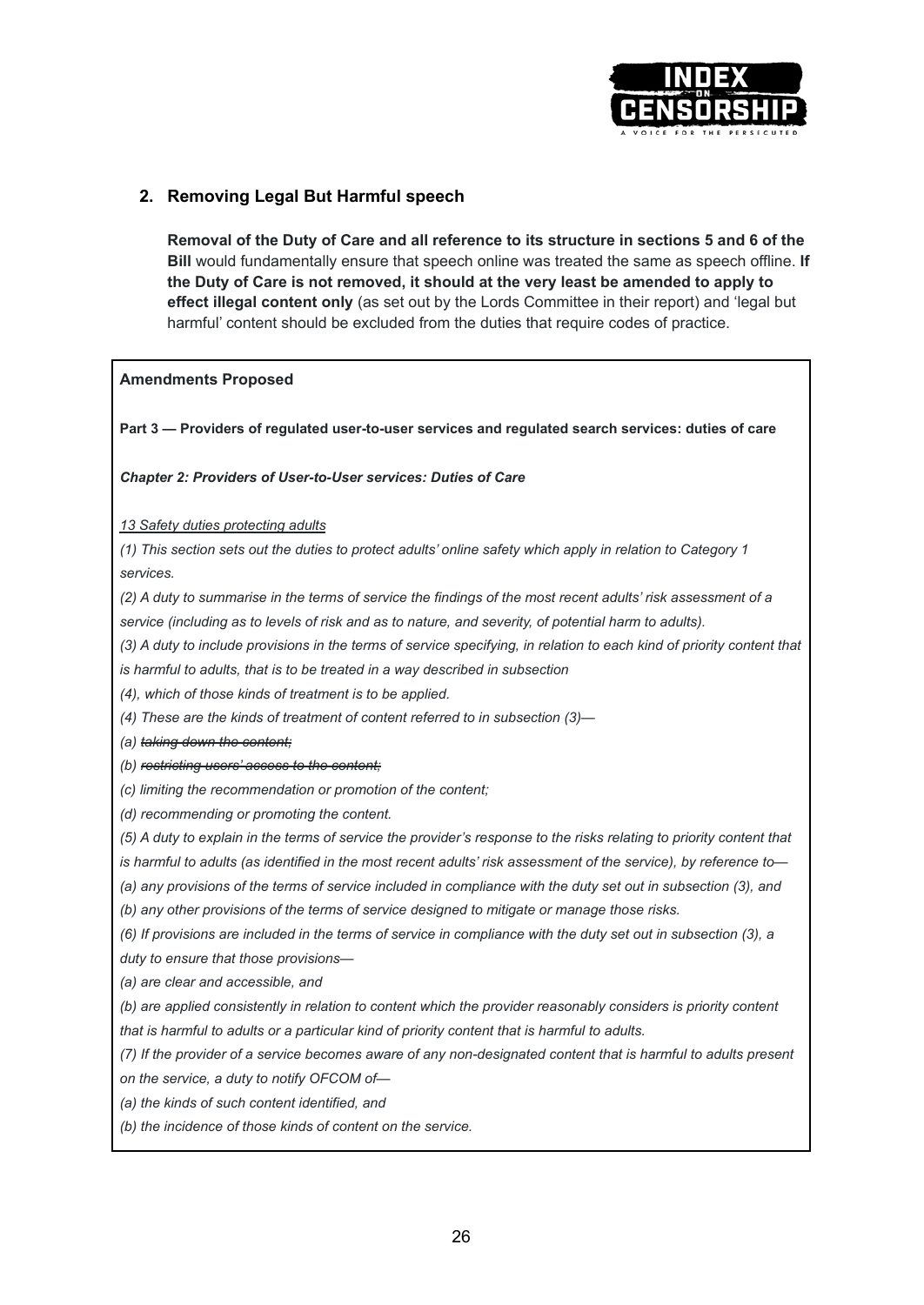## 2. Removing Legal But Harmful speech

**Removal of the Duty of Care and all reference to its structure in sections 5 and 6 of the Bill** would fundamentally ensure that speech online was treated the same as speech offline. **If the Duty of Care is not removed, it should at the very least be amended to apply to effect illegal content only** (as set out by the Lords Committee in their report) and 'legal but harmful' content should be excluded from the duties that require codes of practice.

---

**Amendments Proposed**

**Part 3 — Providers of regulated user-to-user services and regulated search services: duties of care**

***Chapter 2: Providers of User-to-User services: Duties of Care***

*13 Safety duties protecting adults*

*(1) This section sets out the duties to protect adults' online safety which apply in relation to Category 1 services.*

*(2) A duty to summarise in the terms of service the findings of the most recent adults' risk assessment of a service (including as to levels of risk and as to nature, and severity, of potential harm to adults).*

*(3) A duty to include provisions in the terms of service specifying, in relation to each kind of priority content that is harmful to adults, that is to be treated in a way described in subsection*

*(4), which of those kinds of treatment is to be applied.*

*(4) These are the kinds of treatment of content referred to in subsection (3)—*

*(a) ~~taking down the content;~~*

*(b) ~~restricting users' access to the content;~~*

*(c) limiting the recommendation or promotion of the content;*

*(d) recommending or promoting the content.*

*(5) A duty to explain in the terms of service the provider's response to the risks relating to priority content that is harmful to adults (as identified in the most recent adults' risk assessment of the service), by reference to—*

*(a) any provisions of the terms of service included in compliance with the duty set out in subsection (3), and*

*(b) any other provisions of the terms of service designed to mitigate or manage those risks.*

*(6) If provisions are included in the terms of service in compliance with the duty set out in subsection (3), a duty to ensure that those provisions—*

*(a) are clear and accessible, and*

*(b) are applied consistently in relation to content which the provider reasonably considers is priority content that is harmful to adults or a particular kind of priority content that is harmful to adults.*

*(7) If the provider of a service becomes aware of any non-designated content that is harmful to adults present on the service, a duty to notify OFCOM of—*

*(a) the kinds of such content identified, and*

*(b) the incidence of those kinds of content on the service.*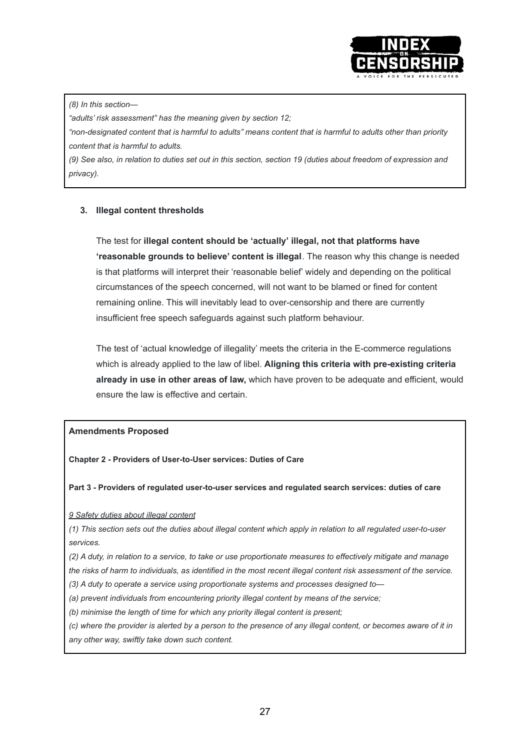*(8) In this section—*

*"adults' risk assessment" has the meaning given by section 12;*

*"non-designated content that is harmful to adults" means content that is harmful to adults other than priority content that is harmful to adults.*

*(9) See also, in relation to duties set out in this section, section 19 (duties about freedom of expression and privacy).*

### 3. Illegal content thresholds

The test for **illegal content should be 'actually' illegal, not that platforms have 'reasonable grounds to believe' content is illegal**. The reason why this change is needed is that platforms will interpret their 'reasonable belief' widely and depending on the political circumstances of the speech concerned, will not want to be blamed or fined for content remaining online. This will inevitably lead to over-censorship and there are currently insufficient free speech safeguards against such platform behaviour.

The test of 'actual knowledge of illegality' meets the criteria in the E-commerce regulations which is already applied to the law of libel. **Aligning this criteria with pre-existing criteria already in use in other areas of law,** which have proven to be adequate and efficient, would ensure the law is effective and certain.

**Amendments Proposed**

**Chapter 2 - Providers of User-to-User services: Duties of Care**

**Part 3 - Providers of regulated user-to-user services and regulated search services: duties of care**

*9 Safety duties about illegal content*

*(1) This section sets out the duties about illegal content which apply in relation to all regulated user-to-user services.*

*(2) A duty, in relation to a service, to take or use proportionate measures to effectively mitigate and manage the risks of harm to individuals, as identified in the most recent illegal content risk assessment of the service.*

*(3) A duty to operate a service using proportionate systems and processes designed to—*

*(a) prevent individuals from encountering priority illegal content by means of the service;*

*(b) minimise the length of time for which any priority illegal content is present;*

*(c) where the provider is alerted by a person to the presence of any illegal content, or becomes aware of it in any other way, swiftly take down such content.*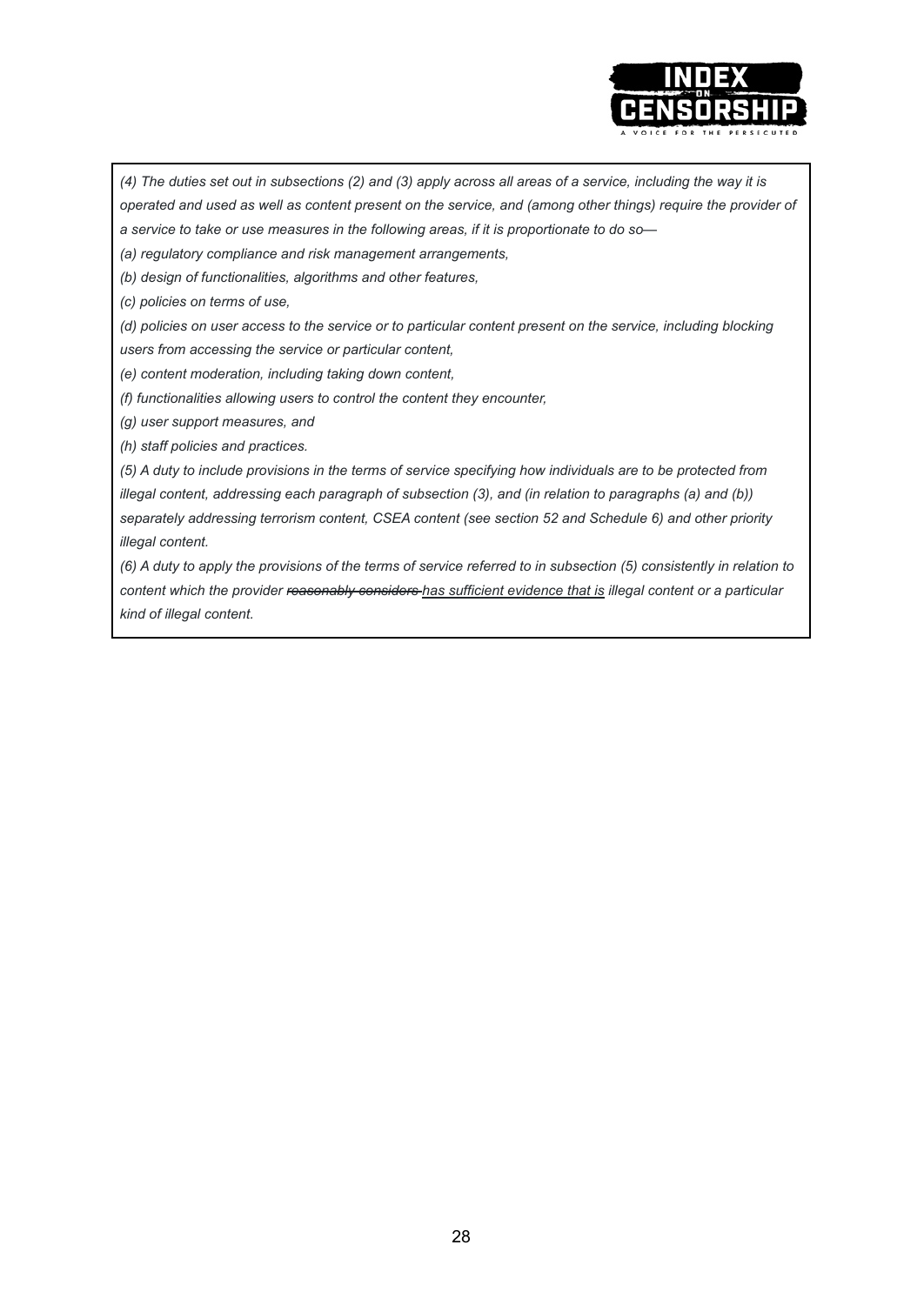*(4) The duties set out in subsections (2) and (3) apply across all areas of a service, including the way it is operated and used as well as content present on the service, and (among other things) require the provider of a service to take or use measures in the following areas, if it is proportionate to do so—*

*(a) regulatory compliance and risk management arrangements,*

*(b) design of functionalities, algorithms and other features,*

*(c) policies on terms of use,*

*(d) policies on user access to the service or to particular content present on the service, including blocking users from accessing the service or particular content,*

*(e) content moderation, including taking down content,*

*(f) functionalities allowing users to control the content they encounter,*

*(g) user support measures, and*

*(h) staff policies and practices.*

*(5) A duty to include provisions in the terms of service specifying how individuals are to be protected from illegal content, addressing each paragraph of subsection (3), and (in relation to paragraphs (a) and (b)) separately addressing terrorism content, CSEA content (see section 52 and Schedule 6) and other priority illegal content.*

*(6) A duty to apply the provisions of the terms of service referred to in subsection (5) consistently in relation to content which the provider ~~reasonably considers~~ <u>has sufficient evidence that is</u> illegal content or a particular kind of illegal content.*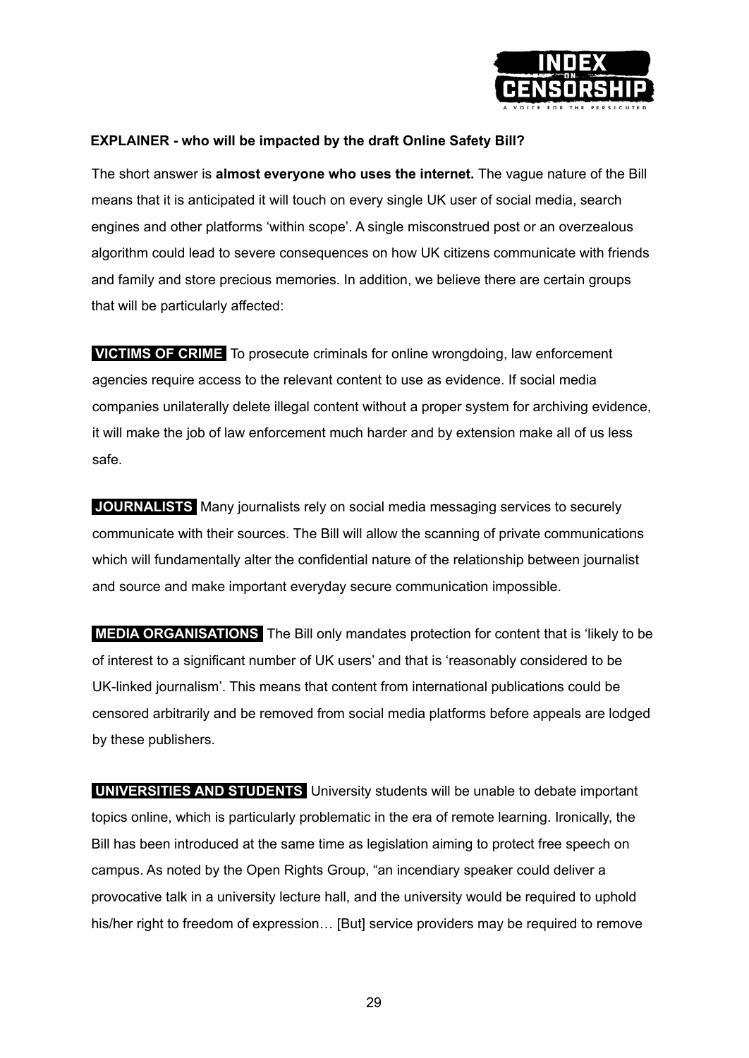**EXPLAINER - who will be impacted by the draft Online Safety Bill?**

The short answer is **almost everyone who uses the internet.** The vague nature of the Bill means that it is anticipated it will touch on every single UK user of social media, search engines and other platforms 'within scope'. A single misconstrued post or an overzealous algorithm could lead to severe consequences on how UK citizens communicate with friends and family and store precious memories. In addition, we believe there are certain groups that will be particularly affected:

**VICTIMS OF CRIME** To prosecute criminals for online wrongdoing, law enforcement agencies require access to the relevant content to use as evidence. If social media companies unilaterally delete illegal content without a proper system for archiving evidence, it will make the job of law enforcement much harder and by extension make all of us less safe.

**JOURNALISTS** Many journalists rely on social media messaging services to securely communicate with their sources. The Bill will allow the scanning of private communications which will fundamentally alter the confidential nature of the relationship between journalist and source and make important everyday secure communication impossible.

**MEDIA ORGANISATIONS** The Bill only mandates protection for content that is 'likely to be of interest to a significant number of UK users' and that is 'reasonably considered to be UK-linked journalism'. This means that content from international publications could be censored arbitrarily and be removed from social media platforms before appeals are lodged by these publishers.

**UNIVERSITIES AND STUDENTS** University students will be unable to debate important topics online, which is particularly problematic in the era of remote learning. Ironically, the Bill has been introduced at the same time as legislation aiming to protect free speech on campus. As noted by the Open Rights Group, "an incendiary speaker could deliver a provocative talk in a university lecture hall, and the university would be required to uphold his/her right to freedom of expression… [But] service providers may be required to remove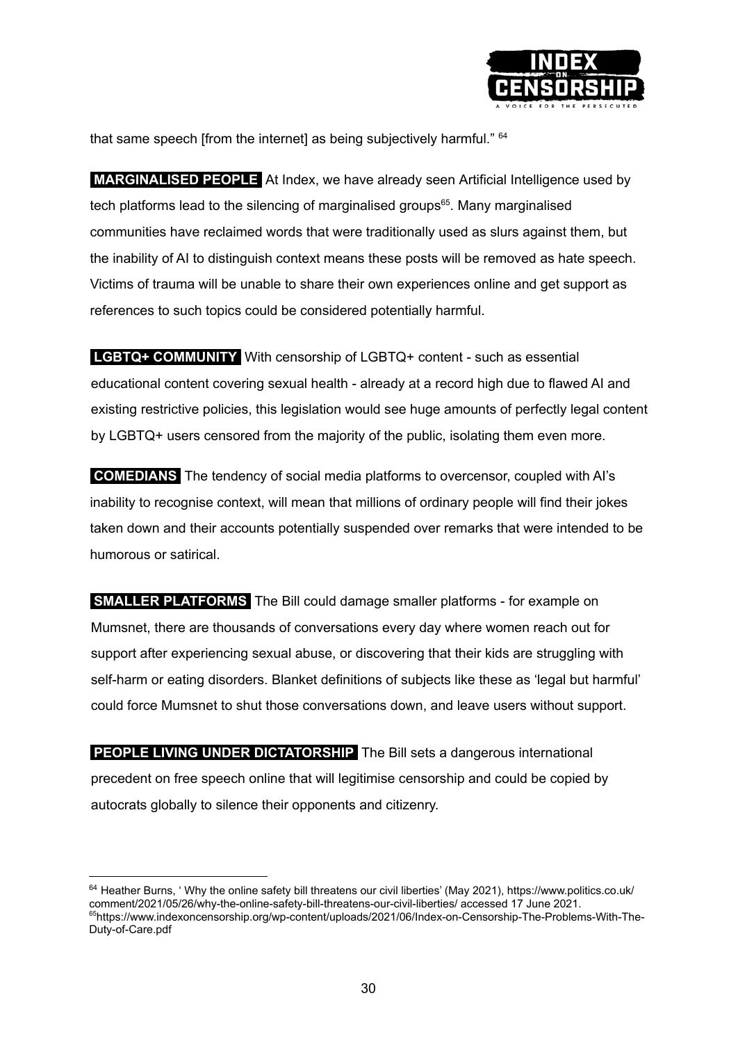that same speech [from the internet] as being subjectively harmful."[64]

**MARGINALISED PEOPLE** At Index, we have already seen Artificial Intelligence used by tech platforms lead to the silencing of marginalised groups[65]. Many marginalised communities have reclaimed words that were traditionally used as slurs against them, but the inability of AI to distinguish context means these posts will be removed as hate speech. Victims of trauma will be unable to share their own experiences online and get support as references to such topics could be considered potentially harmful.

**LGBTQ+ COMMUNITY** With censorship of LGBTQ+ content - such as essential educational content covering sexual health - already at a record high due to flawed AI and existing restrictive policies, this legislation would see huge amounts of perfectly legal content by LGBTQ+ users censored from the majority of the public, isolating them even more.

**COMEDIANS** The tendency of social media platforms to overcensor, coupled with AI's inability to recognise context, will mean that millions of ordinary people will find their jokes taken down and their accounts potentially suspended over remarks that were intended to be humorous or satirical.

**SMALLER PLATFORMS** The Bill could damage smaller platforms - for example on Mumsnet, there are thousands of conversations every day where women reach out for support after experiencing sexual abuse, or discovering that their kids are struggling with self-harm or eating disorders. Blanket definitions of subjects like these as 'legal but harmful' could force Mumsnet to shut those conversations down, and leave users without support.

**PEOPLE LIVING UNDER DICTATORSHIP** The Bill sets a dangerous international precedent on free speech online that will legitimise censorship and could be copied by autocrats globally to silence their opponents and citizenry.

---

[64] Heather Burns, ' Why the online safety bill threatens our civil liberties' (May 2021), https://www.politics.co.uk/comment/2021/05/26/why-the-online-safety-bill-threatens-our-civil-liberties/ accessed 17 June 2021.

[65] https://www.indexoncensorship.org/wp-content/uploads/2021/06/Index-on-Censorship-The-Problems-With-The-Duty-of-Care.pdf